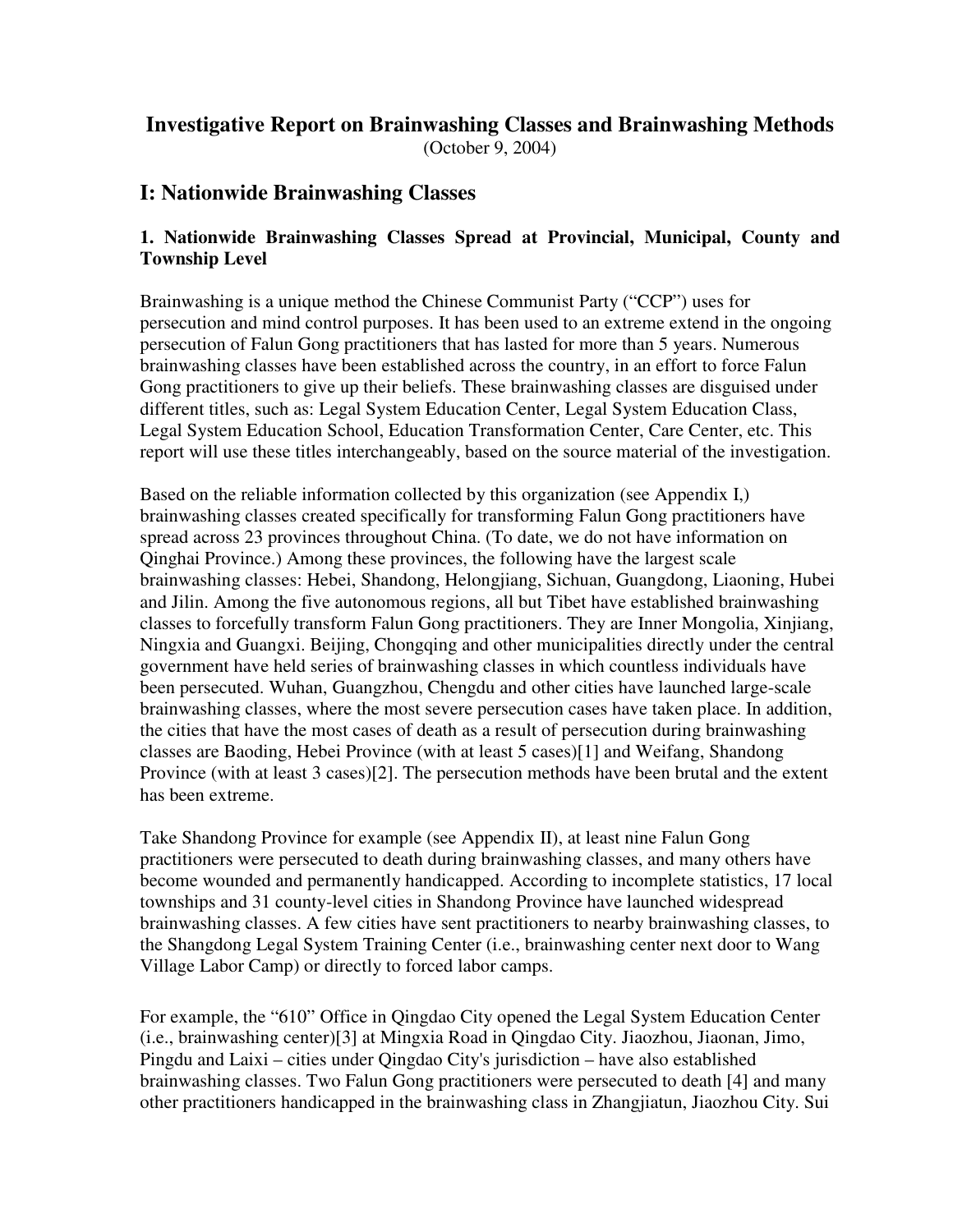# Investigative Report on Brainwashing Classes and Brainwashing Methods

(October 9, 2004)

## I: Nationwide Brainwashing Classes

### 1. Nationwide Brainwashing Classes Spread at Provincial, Municipal, County and Township Level

Brainwashing is a unique method the Chinese Communist Party ("CCP") uses for persecution and mind control purposes. It has been used to an extreme extend in the ongoing persecution of Falun Gong practitioners that has lasted for more than 5 years. Numerous brainwashing classes have been established across the country, in an effort to force Falun Gong practitioners to give up their beliefs. These brainwashing classes are disguised under different titles, such as: Legal System Education Center, Legal System Education Class, Legal System Education School, Education Transformation Center, Care Center, etc. This report will use these titles interchangeably, based on the source material of the investigation.

Based on the reliable information collected by this organization (see Appendix I,) brainwashing classes created specifically for transforming Falun Gong practitioners have spread across 23 provinces throughout China. (To date, we do not have information on Qinghai Province.) Among these provinces, the following have the largest scale brainwashing classes: Hebei, Shandong, Helongjiang, Sichuan, Guangdong, Liaoning, Hubei and Jilin. Among the five autonomous regions, all but Tibet have established brainwashing classes to forcefully transform Falun Gong practitioners. They are Inner Mongolia, Xinjiang, Ningxia and Guangxi. Beijing, Chongqing and other municipalities directly under the central government have held series of brainwashing classes in which countless individuals have been persecuted. Wuhan, Guangzhou, Chengdu and other cities have launched large-scale brainwashing classes, where the most severe persecution cases have taken place. In addition, the cities that have the most cases of death as a result of persecution during brainwashing classes are Baoding, Hebei Province (with at least 5 cases)[1] and Weifang, Shandong Province (with at least 3 cases)[2]. The persecution methods have been brutal and the extent has been extreme.

Take Shandong Province for example (see Appendix II), at least nine Falun Gong practitioners were persecuted to death during brainwashing classes, and many others have become wounded and permanently handicapped. According to incomplete statistics, 17 local townships and 31 county-level cities in Shandong Province have launched widespread brainwashing classes. A few cities have sent practitioners to nearby brainwashing classes, to the Shangdong Legal System Training Center (i.e., brainwashing center next door to Wang Village Labor Camp) or directly to forced labor camps.

For example, the "610" Office in Qingdao City opened the Legal System Education Center (i.e., brainwashing center)[3] at Mingxia Road in Qingdao City. Jiaozhou, Jiaonan, Jimo, Pingdu and Laixi – cities under Qingdao City's jurisdiction – have also established brainwashing classes. Two Falun Gong practitioners were persecuted to death [4] and many other practitioners handicapped in the brainwashing class in Zhangjiatun, Jiaozhou City. Sui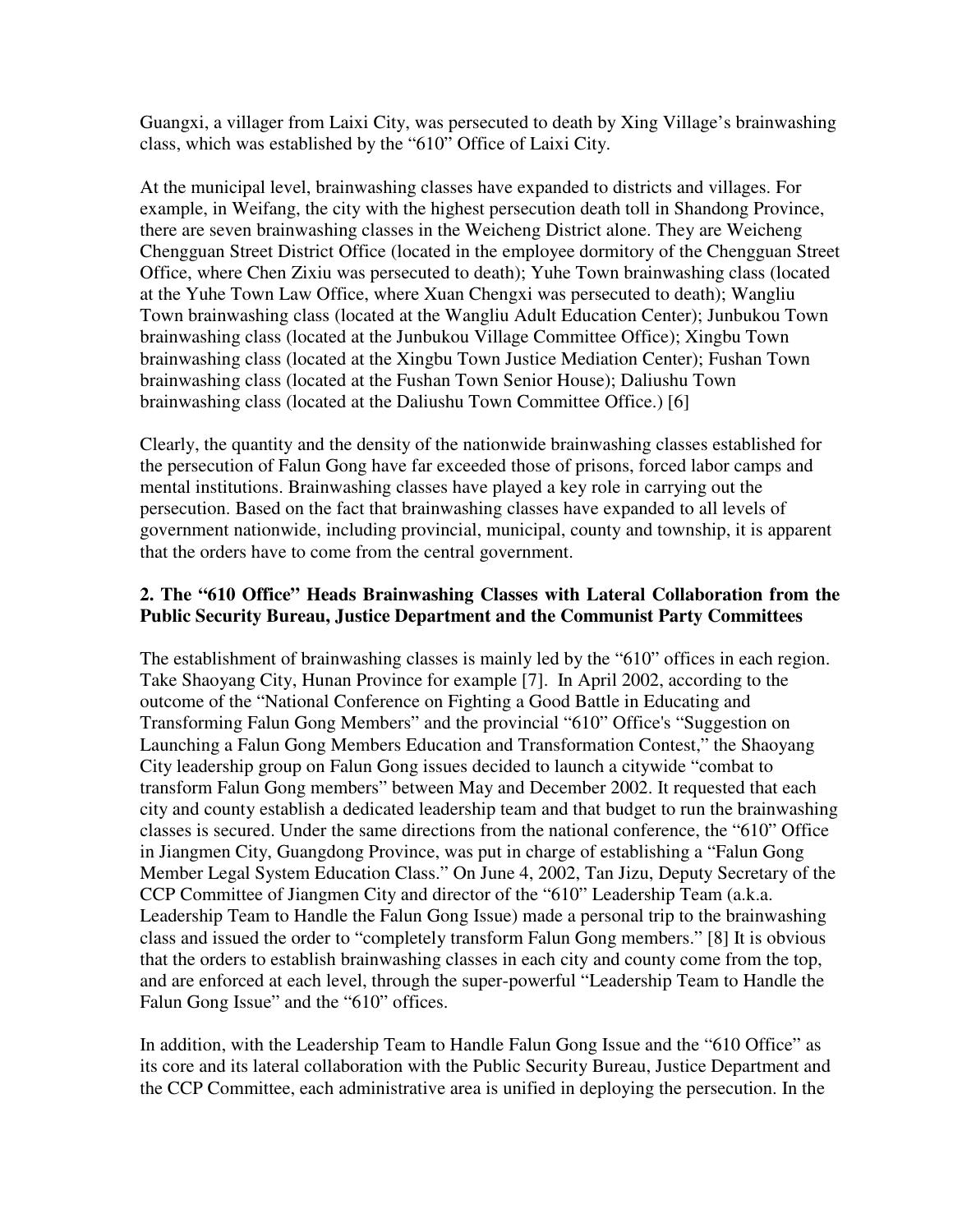Guangxi, a villager from Laixi City, was persecuted to death by Xing Village's brainwashing class, which was established by the "610" Office of Laixi City.

At the municipal level, brainwashing classes have expanded to districts and villages. For example, in Weifang, the city with the highest persecution death toll in Shandong Province, there are seven brainwashing classes in the Weicheng District alone. They are Weicheng Chengguan Street District Office (located in the employee dormitory of the Chengguan Street Office, where Chen Zixiu was persecuted to death); Yuhe Town brainwashing class (located at the Yuhe Town Law Office, where Xuan Chengxi was persecuted to death); Wangliu Town brainwashing class (located at the Wangliu Adult Education Center); Junbukou Town brainwashing class (located at the Junbukou Village Committee Office); Xingbu Town brainwashing class (located at the Xingbu Town Justice Mediation Center); Fushan Town brainwashing class (located at the Fushan Town Senior House); Daliushu Town brainwashing class (located at the Daliushu Town Committee Office.) [6]

Clearly, the quantity and the density of the nationwide brainwashing classes established for the persecution of Falun Gong have far exceeded those of prisons, forced labor camps and mental institutions. Brainwashing classes have played a key role in carrying out the persecution. Based on the fact that brainwashing classes have expanded to all levels of government nationwide, including provincial, municipal, county and township, it is apparent that the orders have to come from the central government.

**2. The "610 Office" Heads Brainwashing Classes with Lateral Collaboration from the Public Security Bureau, Justice Department and the Communist Party Committees**

The establishment of brainwashing classes is mainly led by the "610" offices in each region. Take Shaoyang City, Hunan Province for example [7]. In April 2002, according to the outcome of the "National Conference on Fighting a Good Battle in Educating and Transforming Falun Gong Members" and the provincial "610" Office's "Suggestion on Launching a Falun Gong Members Education and Transformation Contest," the Shaoyang City leadership group on Falun Gong issues decided to launch a citywide "combat to transform Falun Gong members" between May and December 2002. It requested that each city and county establish a dedicated leadership team and that budget to run the brainwashing classes is secured. Under the same directions from the national conference, the "610" Office in Jiangmen City, Guangdong Province, was put in charge of establishing a "Falun Gong Member Legal System Education Class." On June 4, 2002, Tan Jizu, Deputy Secretary of the CCP Committee of Jiangmen City and director of the "610" Leadership Team (a.k.a. Leadership Team to Handle the Falun Gong Issue) made a personal trip to the brainwashing class and issued the order to "completely transform Falun Gong members." [8] It is obvious that the orders to establish brainwashing classes in each city and county come from the top, and are enforced at each level, through the super-powerful "Leadership Team to Handle the Falun Gong Issue" and the "610" offices.

In addition, with the Leadership Team to Handle Falun Gong Issue and the "610 Office" as its core and its lateral collaboration with the Public Security Bureau, Justice Department and the CCP Committee, each administrative area is unified in deploying the persecution. In the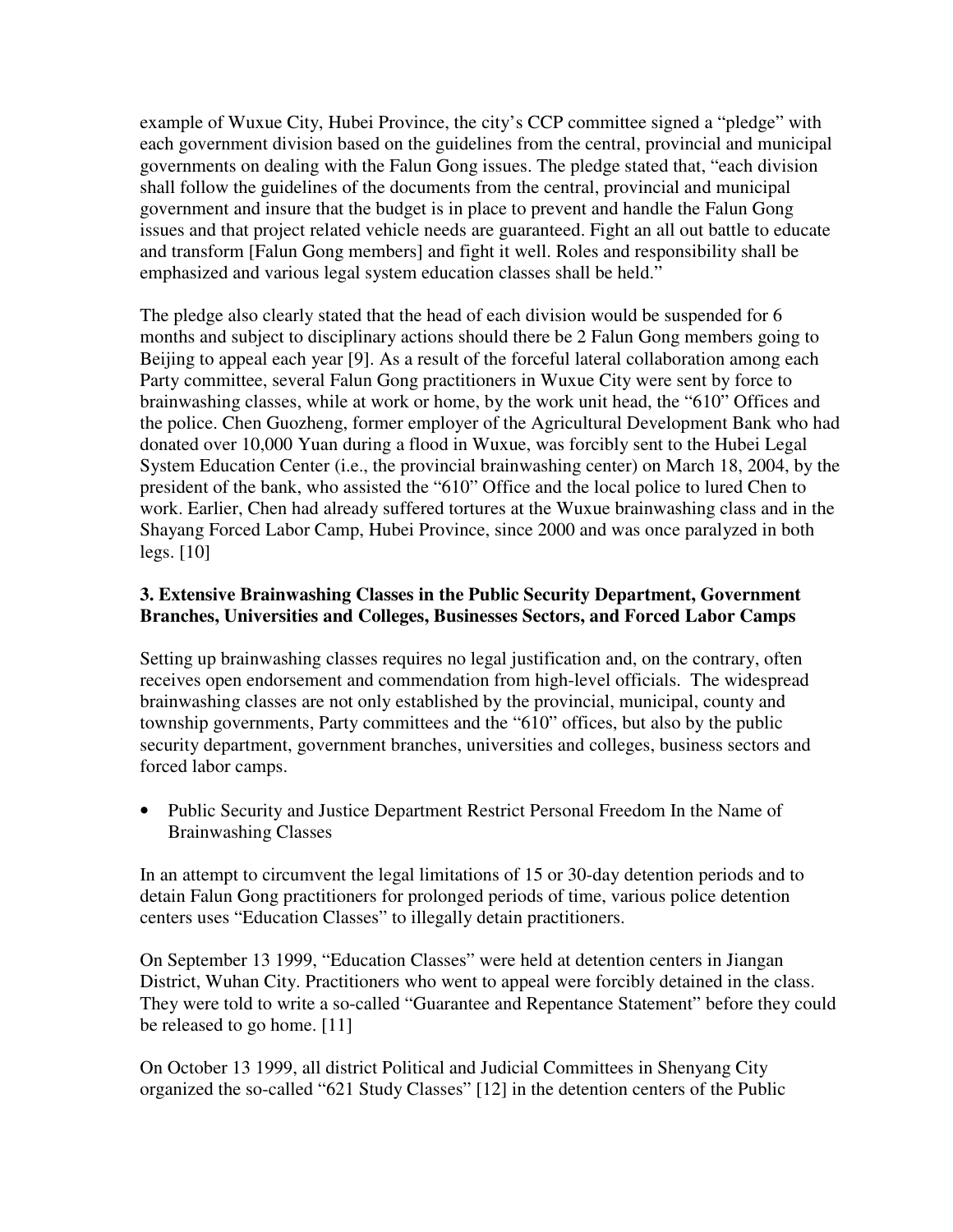example of Wuxue City, Hubei Province, the city's CCP committee signed a "pledge" with each government division based on the guidelines from the central, provincial and municipal governments on dealing with the Falun Gong issues. The pledge stated that, "each division shall follow the guidelines of the documents from the central, provincial and municipal government and insure that the budget is in place to prevent and handle the Falun Gong issues and that project related vehicle needs are guaranteed. Fight an all out battle to educate and transform [Falun Gong members] and fight it well. Roles and responsibility shall be emphasized and various legal system education classes shall be held."

The pledge also clearly stated that the head of each division would be suspended for 6 months and subject to disciplinary actions should there be 2 Falun Gong members going to Beijing to appeal each year [9]. As a result of the forceful lateral collaboration among each Party committee, several Falun Gong practitioners in Wuxue City were sent by force to brainwashing classes, while at work or home, by the work unit head, the "610" Offices and the police. Chen Guozheng, former employer of the Agricultural Development Bank who had donated over 10,000 Yuan during a flood in Wuxue, was forcibly sent to the Hubei Legal System Education Center (i.e., the provincial brainwashing center) on March 18, 2004, by the president of the bank, who assisted the "610" Office and the local police to lured Chen to work. Earlier, Chen had already suffered tortures at the Wuxue brainwashing class and in the Shayang Forced Labor Camp, Hubei Province, since 2000 and was once paralyzed in both legs. [10]

### 3. Extensive Brainwashing Classes in the Public Security Department, Government Branches, Universities and Colleges, Businesses Sectors, and Forced Labor Camps

Setting up brainwashing classes requires no legal justification and, on the contrary, often receives open endorsement and commendation from high-level officials. The widespread brainwashing classes are not only established by the provincial, municipal, county and township governments, Party committees and the "610" offices, but also by the public security department, government branches, universities and colleges, business sectors and forced labor camps.

- Public Security and Justice Department Restrict Personal Freedom In the Name of Brainwashing Classes

In an attempt to circumvent the legal limitations of 15 or 30-day detention periods and to detain Falun Gong practitioners for prolonged periods of time, various police detention centers uses "Education Classes" to illegally detain practitioners.

On September 13 1999, "Education Classes" were held at detention centers in Jiangan District, Wuhan City. Practitioners who went to appeal were forcibly detained in the class. They were told to write a so-called "Guarantee and Repentance Statement" before they could be released to go home. [11]

On October 13 1999, all district Political and Judicial Committees in Shenyang City organized the so-called "621 Study Classes" [12] in the detention centers of the Public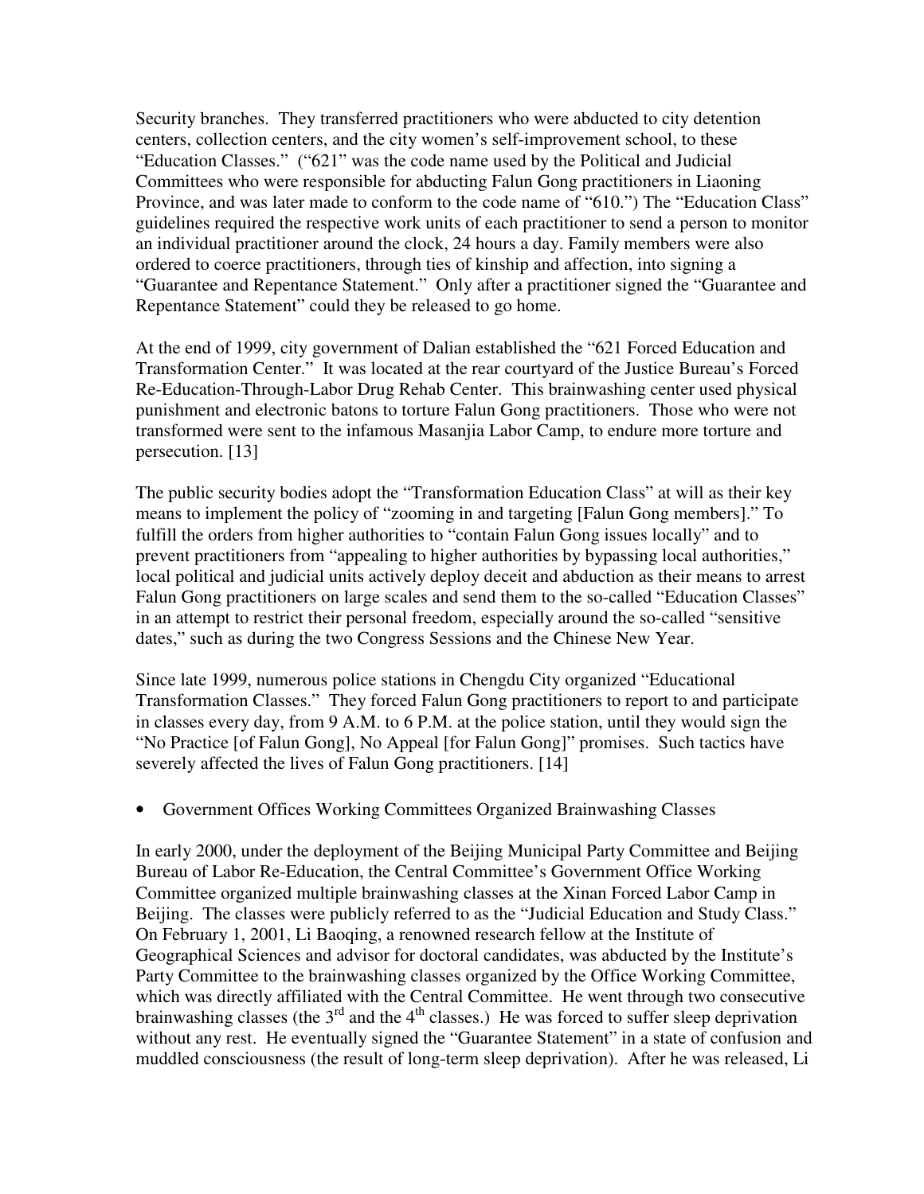Security branches. They transferred practitioners who were abducted to city detention centers, collection centers, and the city women's self-improvement school, to these "Education Classes." ("621" was the code name used by the Political and Judicial Committees who were responsible for abducting Falun Gong practitioners in Liaoning Province, and was later made to conform to the code name of "610.") The "Education Class" guidelines required the respective work units of each practitioner to send a person to monitor an individual practitioner around the clock, 24 hours a day. Family members were also ordered to coerce practitioners, through ties of kinship and affection, into signing a "Guarantee and Repentance Statement." Only after a practitioner signed the "Guarantee and Repentance Statement" could they be released to go home.

At the end of 1999, city government of Dalian established the "621 Forced Education and Transformation Center." It was located at the rear courtyard of the Justice Bureau's Forced Re-Education-Through-Labor Drug Rehab Center. This brainwashing center used physical punishment and electronic batons to torture Falun Gong practitioners. Those who were not transformed were sent to the infamous Masanjia Labor Camp, to endure more torture and persecution. [13]

The public security bodies adopt the "Transformation Education Class" at will as their key means to implement the policy of "zooming in and targeting [Falun Gong members]." To fulfill the orders from higher authorities to "contain Falun Gong issues locally" and to prevent practitioners from "appealing to higher authorities by bypassing local authorities," local political and judicial units actively deploy deceit and abduction as their means to arrest Falun Gong practitioners on large scales and send them to the so-called "Education Classes" in an attempt to restrict their personal freedom, especially around the so-called "sensitive dates," such as during the two Congress Sessions and the Chinese New Year.

Since late 1999, numerous police stations in Chengdu City organized "Educational Transformation Classes." They forced Falun Gong practitioners to report to and participate in classes every day, from 9 A.M. to 6 P.M. at the police station, until they would sign the "No Practice [of Falun Gong], No Appeal [for Falun Gong]" promises. Such tactics have severely affected the lives of Falun Gong practitioners. [14]

- Government Offices Working Committees Organized Brainwashing Classes

In early 2000, under the deployment of the Beijing Municipal Party Committee and Beijing Bureau of Labor Re-Education, the Central Committee's Government Office Working Committee organized multiple brainwashing classes at the Xinan Forced Labor Camp in Beijing. The classes were publicly referred to as the "Judicial Education and Study Class." On February 1, 2001, Li Baoqing, a renowned research fellow at the Institute of Geographical Sciences and advisor for doctoral candidates, was abducted by the Institute's Party Committee to the brainwashing classes organized by the Office Working Committee, which was directly affiliated with the Central Committee. He went through two consecutive brainwashing classes (the 3rd and the 4th classes.) He was forced to suffer sleep deprivation without any rest. He eventually signed the "Guarantee Statement" in a state of confusion and muddled consciousness (the result of long-term sleep deprivation). After he was released, Li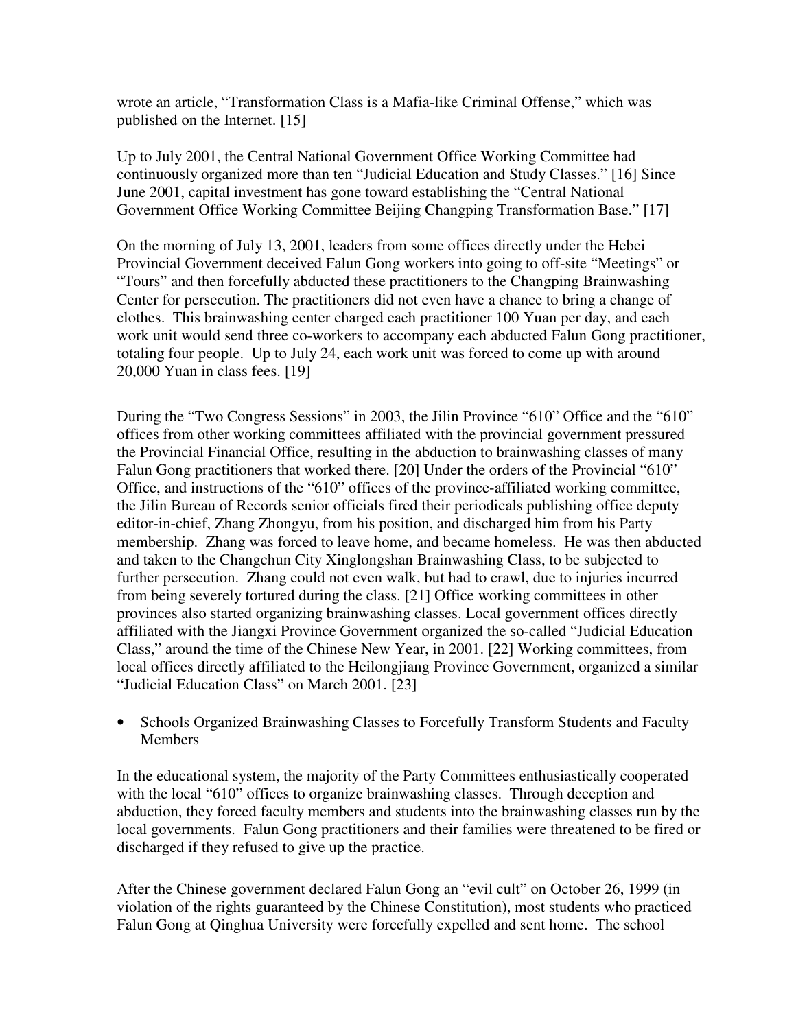wrote an article, “Transformation Class is a Mafia-like Criminal Offense,” which was published on the Internet. [15]

Up to July 2001, the Central National Government Office Working Committee had continuously organized more than ten “Judicial Education and Study Classes.” [16] Since June 2001, capital investment has gone toward establishing the “Central National Government Office Working Committee Beijing Changping Transformation Base.” [17]

On the morning of July 13, 2001, leaders from some offices directly under the Hebei Provincial Government deceived Falun Gong workers into going to off-site “Meetings” or “Tours” and then forcefully abducted these practitioners to the Changping Brainwashing Center for persecution. The practitioners did not even have a chance to bring a change of clothes. This brainwashing center charged each practitioner 100 Yuan per day, and each work unit would send three co-workers to accompany each abducted Falun Gong practitioner, totaling four people. Up to July 24, each work unit was forced to come up with around 20,000 Yuan in class fees. [19]

During the “Two Congress Sessions” in 2003, the Jilin Province “610” Office and the “610” offices from other working committees affiliated with the provincial government pressured the Provincial Financial Office, resulting in the abduction to brainwashing classes of many Falun Gong practitioners that worked there. [20] Under the orders of the Provincial “610” Office, and instructions of the “610” offices of the province-affiliated working committee, the Jilin Bureau of Records senior officials fired their periodicals publishing office deputy editor-in-chief, Zhang Zhongyu, from his position, and discharged him from his Party membership. Zhang was forced to leave home, and became homeless. He was then abducted and taken to the Changchun City Xinglongshan Brainwashing Class, to be subjected to further persecution. Zhang could not even walk, but had to crawl, due to injuries incurred from being severely tortured during the class. [21] Office working committees in other provinces also started organizing brainwashing classes. Local government offices directly affiliated with the Jiangxi Province Government organized the so-called “Judicial Education Class,” around the time of the Chinese New Year, in 2001. [22] Working committees, from local offices directly affiliated to the Heilongjiang Province Government, organized a similar “Judicial Education Class” on March 2001. [23]

- Schools Organized Brainwashing Classes to Forcefully Transform Students and Faculty Members

In the educational system, the majority of the Party Committees enthusiastically cooperated with the local “610” offices to organize brainwashing classes. Through deception and abduction, they forced faculty members and students into the brainwashing classes run by the local governments. Falun Gong practitioners and their families were threatened to be fired or discharged if they refused to give up the practice.

After the Chinese government declared Falun Gong an “evil cult” on October 26, 1999 (in violation of the rights guaranteed by the Chinese Constitution), most students who practiced Falun Gong at Qinghua University were forcefully expelled and sent home. The school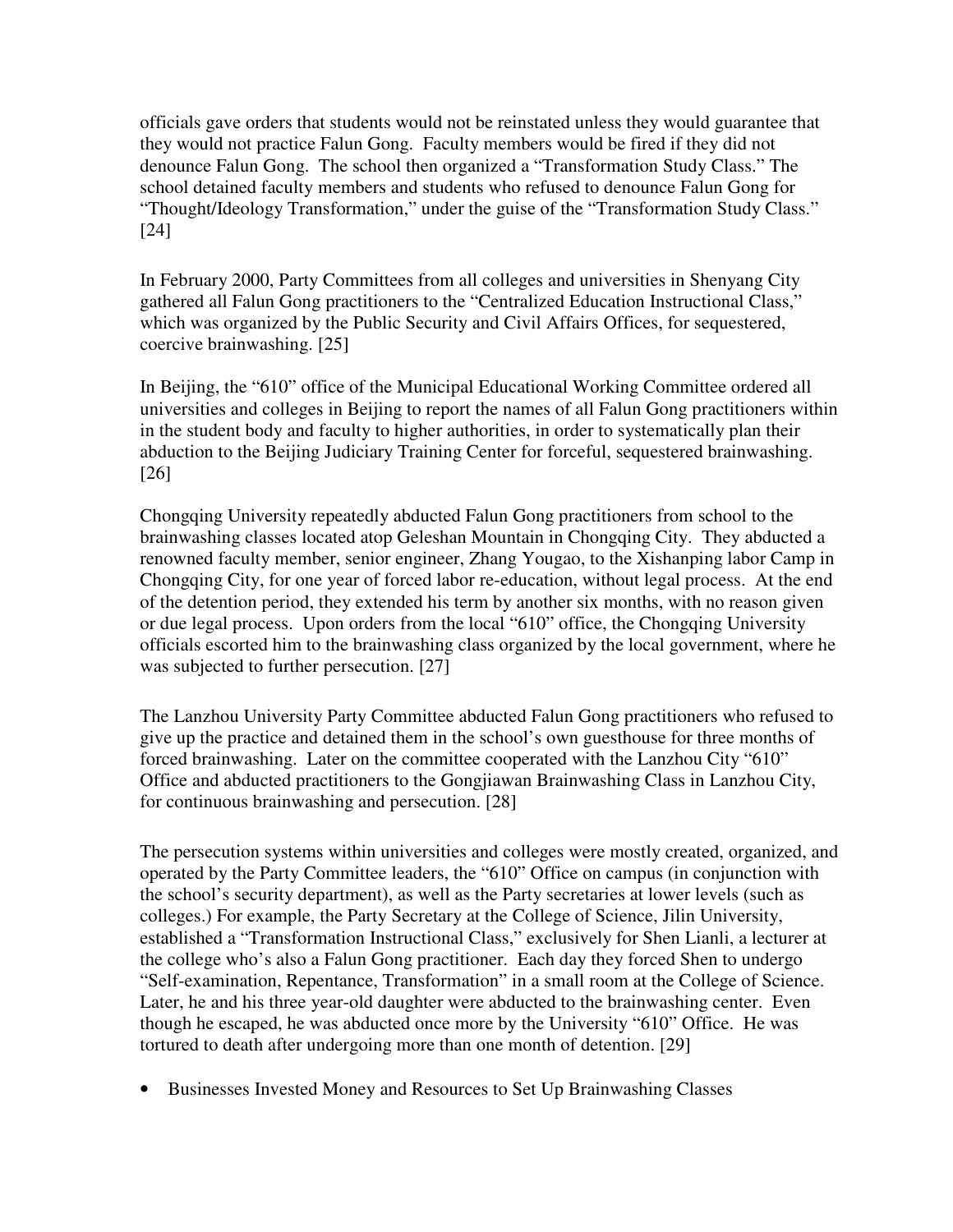officials gave orders that students would not be reinstated unless they would guarantee that they would not practice Falun Gong. Faculty members would be fired if they did not denounce Falun Gong. The school then organized a "Transformation Study Class." The school detained faculty members and students who refused to denounce Falun Gong for "Thought/Ideology Transformation," under the guise of the "Transformation Study Class." [24]

In February 2000, Party Committees from all colleges and universities in Shenyang City gathered all Falun Gong practitioners to the "Centralized Education Instructional Class," which was organized by the Public Security and Civil Affairs Offices, for sequestered, coercive brainwashing. [25]

In Beijing, the "610" office of the Municipal Educational Working Committee ordered all universities and colleges in Beijing to report the names of all Falun Gong practitioners within in the student body and faculty to higher authorities, in order to systematically plan their abduction to the Beijing Judiciary Training Center for forceful, sequestered brainwashing. [26]

Chongqing University repeatedly abducted Falun Gong practitioners from school to the brainwashing classes located atop Geleshan Mountain in Chongqing City. They abducted a renowned faculty member, senior engineer, Zhang Yougao, to the Xishanping labor Camp in Chongqing City, for one year of forced labor re-education, without legal process. At the end of the detention period, they extended his term by another six months, with no reason given or due legal process. Upon orders from the local "610" office, the Chongqing University officials escorted him to the brainwashing class organized by the local government, where he was subjected to further persecution. [27]

The Lanzhou University Party Committee abducted Falun Gong practitioners who refused to give up the practice and detained them in the school's own guesthouse for three months of forced brainwashing. Later on the committee cooperated with the Lanzhou City "610" Office and abducted practitioners to the Gongjiawan Brainwashing Class in Lanzhou City, for continuous brainwashing and persecution. [28]

The persecution systems within universities and colleges were mostly created, organized, and operated by the Party Committee leaders, the "610" Office on campus (in conjunction with the school's security department), as well as the Party secretaries at lower levels (such as colleges.) For example, the Party Secretary at the College of Science, Jilin University, established a "Transformation Instructional Class," exclusively for Shen Lianli, a lecturer at the college who's also a Falun Gong practitioner. Each day they forced Shen to undergo "Self-examination, Repentance, Transformation" in a small room at the College of Science. Later, he and his three year-old daughter were abducted to the brainwashing center. Even though he escaped, he was abducted once more by the University "610" Office. He was tortured to death after undergoing more than one month of detention. [29]

- Businesses Invested Money and Resources to Set Up Brainwashing Classes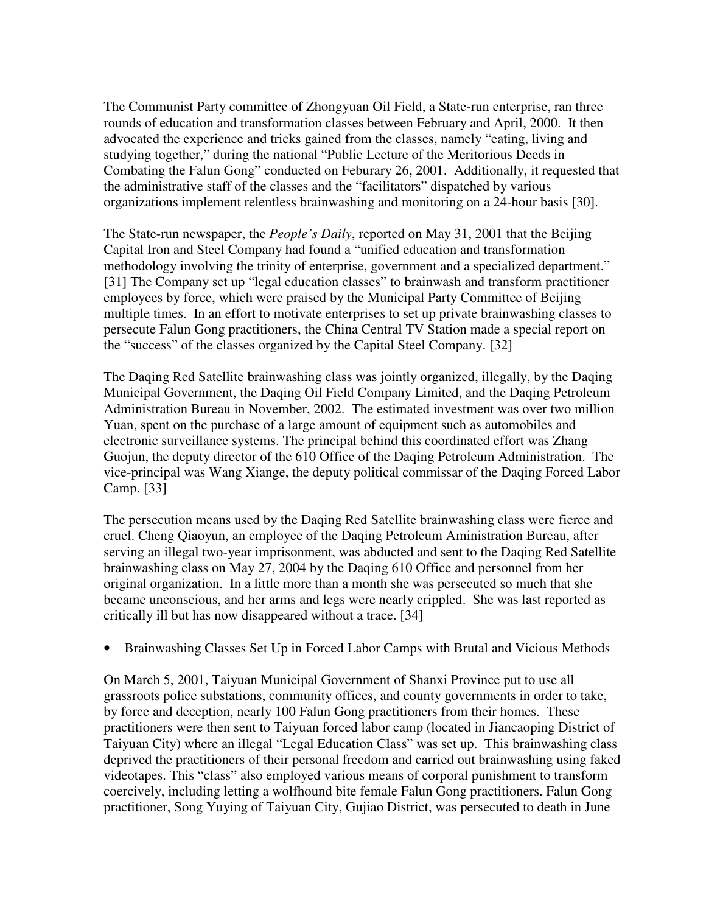The Communist Party committee of Zhongyuan Oil Field, a State-run enterprise, ran three rounds of education and transformation classes between February and April, 2000. It then advocated the experience and tricks gained from the classes, namely "eating, living and studying together," during the national "Public Lecture of the Meritorious Deeds in Combating the Falun Gong" conducted on Feburary 26, 2001. Additionally, it requested that the administrative staff of the classes and the "facilitators" dispatched by various organizations implement relentless brainwashing and monitoring on a 24-hour basis [30].

The State-run newspaper, the *People's Daily*, reported on May 31, 2001 that the Beijing Capital Iron and Steel Company had found a "unified education and transformation methodology involving the trinity of enterprise, government and a specialized department." [31] The Company set up "legal education classes" to brainwash and transform practitioner employees by force, which were praised by the Municipal Party Committee of Beijing multiple times. In an effort to motivate enterprises to set up private brainwashing classes to persecute Falun Gong practitioners, the China Central TV Station made a special report on the "success" of the classes organized by the Capital Steel Company. [32]

The Daqing Red Satellite brainwashing class was jointly organized, illegally, by the Daqing Municipal Government, the Daqing Oil Field Company Limited, and the Daqing Petroleum Administration Bureau in November, 2002. The estimated investment was over two million Yuan, spent on the purchase of a large amount of equipment such as automobiles and electronic surveillance systems. The principal behind this coordinated effort was Zhang Guojun, the deputy director of the 610 Office of the Daqing Petroleum Administration. The vice-principal was Wang Xiange, the deputy political commissar of the Daqing Forced Labor Camp. [33]

The persecution means used by the Daqing Red Satellite brainwashing class were fierce and cruel. Cheng Qiaoyun, an employee of the Daqing Petroleum Aministration Bureau, after serving an illegal two-year imprisonment, was abducted and sent to the Daqing Red Satellite brainwashing class on May 27, 2004 by the Daqing 610 Office and personnel from her original organization. In a little more than a month she was persecuted so much that she became unconscious, and her arms and legs were nearly crippled. She was last reported as critically ill but has now disappeared without a trace. [34]

- Brainwashing Classes Set Up in Forced Labor Camps with Brutal and Vicious Methods

On March 5, 2001, Taiyuan Municipal Government of Shanxi Province put to use all grassroots police substations, community offices, and county governments in order to take, by force and deception, nearly 100 Falun Gong practitioners from their homes. These practitioners were then sent to Taiyuan forced labor camp (located in Jiancaoping District of Taiyuan City) where an illegal "Legal Education Class" was set up. This brainwashing class deprived the practitioners of their personal freedom and carried out brainwashing using faked videotapes. This "class" also employed various means of corporal punishment to transform coercively, including letting a wolfhound bite female Falun Gong practitioners. Falun Gong practitioner, Song Yuying of Taiyuan City, Gujiao District, was persecuted to death in June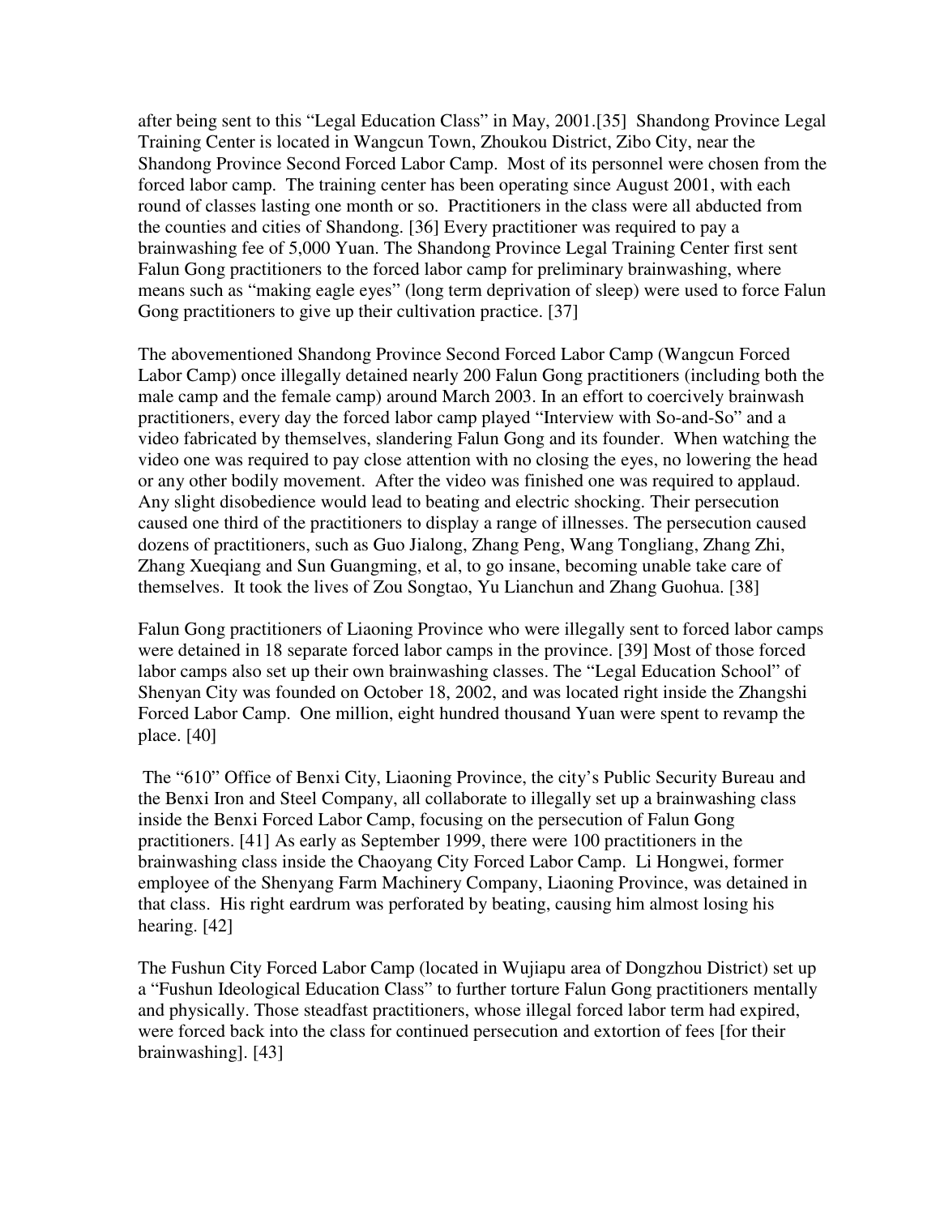after being sent to this "Legal Education Class" in May, 2001.[35] Shandong Province Legal Training Center is located in Wangcun Town, Zhoukou District, Zibo City, near the Shandong Province Second Forced Labor Camp. Most of its personnel were chosen from the forced labor camp. The training center has been operating since August 2001, with each round of classes lasting one month or so. Practitioners in the class were all abducted from the counties and cities of Shandong. [36] Every practitioner was required to pay a brainwashing fee of 5,000 Yuan. The Shandong Province Legal Training Center first sent Falun Gong practitioners to the forced labor camp for preliminary brainwashing, where means such as "making eagle eyes" (long term deprivation of sleep) were used to force Falun Gong practitioners to give up their cultivation practice. [37]

The abovementioned Shandong Province Second Forced Labor Camp (Wangcun Forced Labor Camp) once illegally detained nearly 200 Falun Gong practitioners (including both the male camp and the female camp) around March 2003. In an effort to coercively brainwash practitioners, every day the forced labor camp played "Interview with So-and-So" and a video fabricated by themselves, slandering Falun Gong and its founder. When watching the video one was required to pay close attention with no closing the eyes, no lowering the head or any other bodily movement. After the video was finished one was required to applaud. Any slight disobedience would lead to beating and electric shocking. Their persecution caused one third of the practitioners to display a range of illnesses. The persecution caused dozens of practitioners, such as Guo Jialong, Zhang Peng, Wang Tongliang, Zhang Zhi, Zhang Xueqiang and Sun Guangming, et al, to go insane, becoming unable take care of themselves. It took the lives of Zou Songtao, Yu Lianchun and Zhang Guohua. [38]

Falun Gong practitioners of Liaoning Province who were illegally sent to forced labor camps were detained in 18 separate forced labor camps in the province. [39] Most of those forced labor camps also set up their own brainwashing classes. The "Legal Education School" of Shenyan City was founded on October 18, 2002, and was located right inside the Zhangshi Forced Labor Camp. One million, eight hundred thousand Yuan were spent to revamp the place. [40]

The "610" Office of Benxi City, Liaoning Province, the city's Public Security Bureau and the Benxi Iron and Steel Company, all collaborate to illegally set up a brainwashing class inside the Benxi Forced Labor Camp, focusing on the persecution of Falun Gong practitioners. [41] As early as September 1999, there were 100 practitioners in the brainwashing class inside the Chaoyang City Forced Labor Camp. Li Hongwei, former employee of the Shenyang Farm Machinery Company, Liaoning Province, was detained in that class. His right eardrum was perforated by beating, causing him almost losing his hearing. [42]

The Fushun City Forced Labor Camp (located in Wujiapu area of Dongzhou District) set up a "Fushun Ideological Education Class" to further torture Falun Gong practitioners mentally and physically. Those steadfast practitioners, whose illegal forced labor term had expired, were forced back into the class for continued persecution and extortion of fees [for their brainwashing]. [43]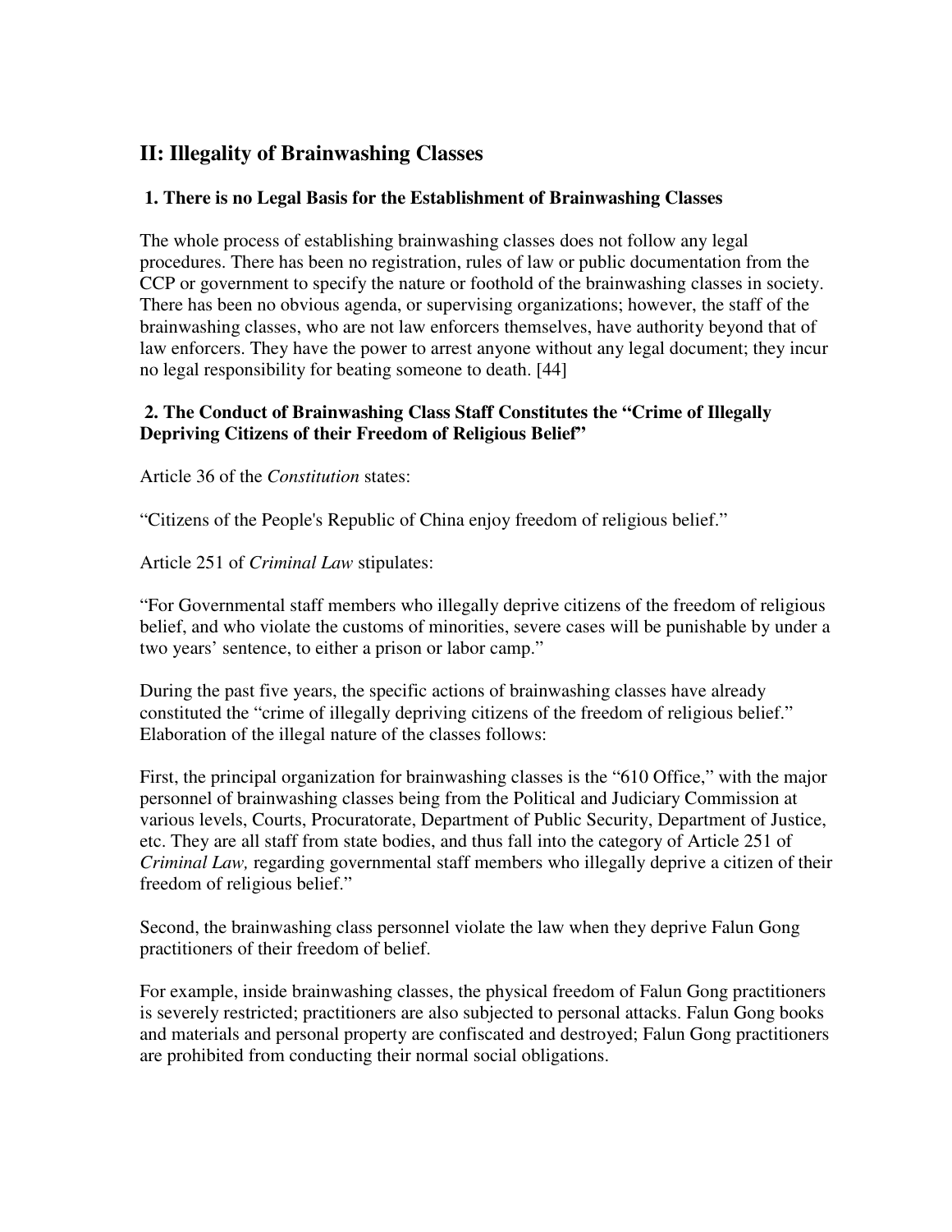## II: Illegality of Brainwashing Classes

### 1. There is no Legal Basis for the Establishment of Brainwashing Classes

The whole process of establishing brainwashing classes does not follow any legal procedures. There has been no registration, rules of law or public documentation from the CCP or government to specify the nature or foothold of the brainwashing classes in society. There has been no obvious agenda, or supervising organizations; however, the staff of the brainwashing classes, who are not law enforcers themselves, have authority beyond that of law enforcers. They have the power to arrest anyone without any legal document; they incur no legal responsibility for beating someone to death. [44]

### 2. The Conduct of Brainwashing Class Staff Constitutes the "Crime of Illegally Depriving Citizens of their Freedom of Religious Belief"

Article 36 of the *Constitution* states:

"Citizens of the People's Republic of China enjoy freedom of religious belief."

Article 251 of *Criminal Law* stipulates:

"For Governmental staff members who illegally deprive citizens of the freedom of religious belief, and who violate the customs of minorities, severe cases will be punishable by under a two years' sentence, to either a prison or labor camp."

During the past five years, the specific actions of brainwashing classes have already constituted the "crime of illegally depriving citizens of the freedom of religious belief." Elaboration of the illegal nature of the classes follows:

First, the principal organization for brainwashing classes is the "610 Office," with the major personnel of brainwashing classes being from the Political and Judiciary Commission at various levels, Courts, Procuratorate, Department of Public Security, Department of Justice, etc. They are all staff from state bodies, and thus fall into the category of Article 251 of *Criminal Law,* regarding governmental staff members who illegally deprive a citizen of their freedom of religious belief."

Second, the brainwashing class personnel violate the law when they deprive Falun Gong practitioners of their freedom of belief.

For example, inside brainwashing classes, the physical freedom of Falun Gong practitioners is severely restricted; practitioners are also subjected to personal attacks. Falun Gong books and materials and personal property are confiscated and destroyed; Falun Gong practitioners are prohibited from conducting their normal social obligations.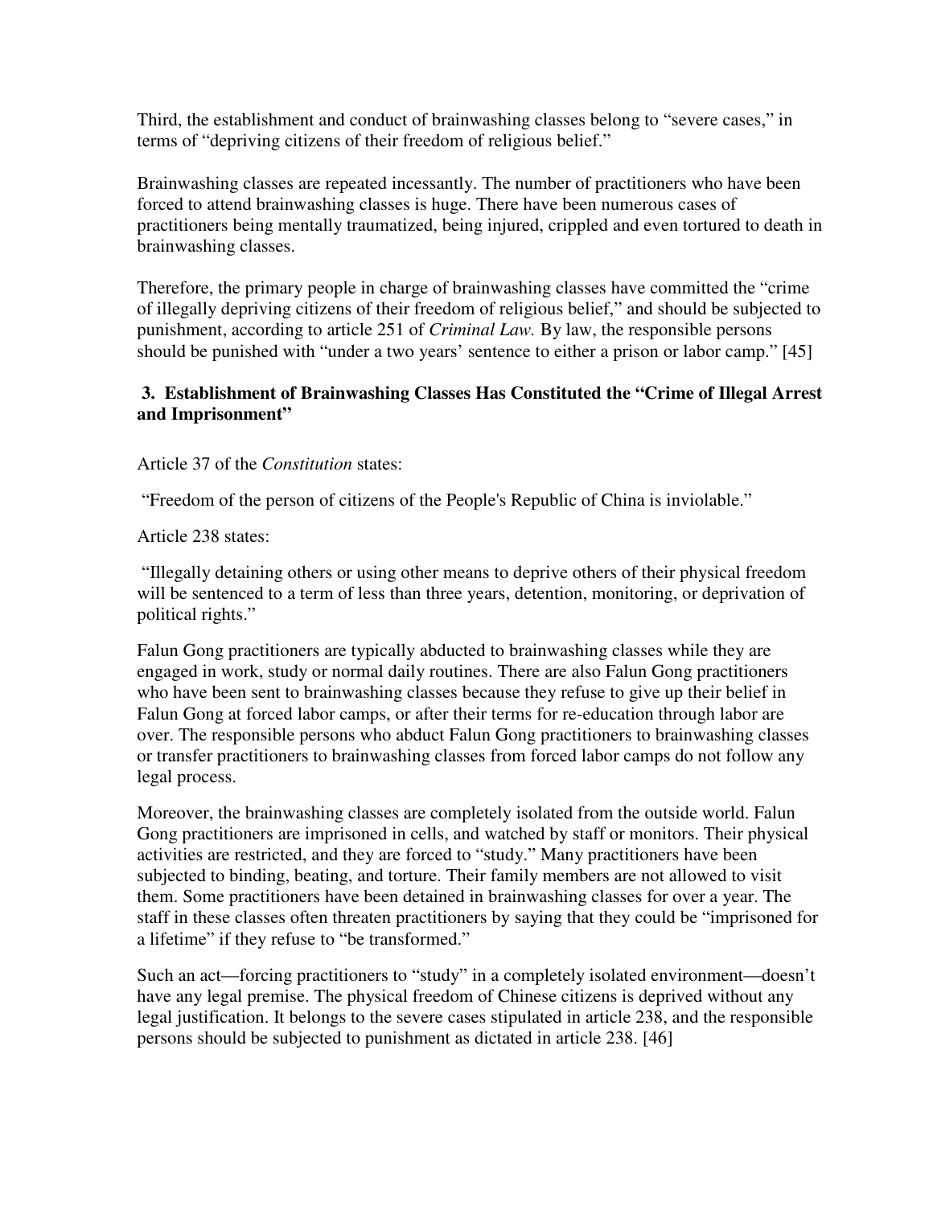Third, the establishment and conduct of brainwashing classes belong to "severe cases," in terms of "depriving citizens of their freedom of religious belief."

Brainwashing classes are repeated incessantly. The number of practitioners who have been forced to attend brainwashing classes is huge. There have been numerous cases of practitioners being mentally traumatized, being injured, crippled and even tortured to death in brainwashing classes.

Therefore, the primary people in charge of brainwashing classes have committed the "crime of illegally depriving citizens of their freedom of religious belief," and should be subjected to punishment, according to article 251 of *Criminal Law.* By law, the responsible persons should be punished with "under a two years' sentence to either a prison or labor camp." [45]

### 3. Establishment of Brainwashing Classes Has Constituted the "Crime of Illegal Arrest and Imprisonment"

Article 37 of the *Constitution* states:

"Freedom of the person of citizens of the People's Republic of China is inviolable."

Article 238 states:

"Illegally detaining others or using other means to deprive others of their physical freedom will be sentenced to a term of less than three years, detention, monitoring, or deprivation of political rights."

Falun Gong practitioners are typically abducted to brainwashing classes while they are engaged in work, study or normal daily routines. There are also Falun Gong practitioners who have been sent to brainwashing classes because they refuse to give up their belief in Falun Gong at forced labor camps, or after their terms for re-education through labor are over. The responsible persons who abduct Falun Gong practitioners to brainwashing classes or transfer practitioners to brainwashing classes from forced labor camps do not follow any legal process.

Moreover, the brainwashing classes are completely isolated from the outside world. Falun Gong practitioners are imprisoned in cells, and watched by staff or monitors. Their physical activities are restricted, and they are forced to "study." Many practitioners have been subjected to binding, beating, and torture. Their family members are not allowed to visit them. Some practitioners have been detained in brainwashing classes for over a year. The staff in these classes often threaten practitioners by saying that they could be "imprisoned for a lifetime" if they refuse to "be transformed."

Such an act—forcing practitioners to "study" in a completely isolated environment—doesn't have any legal premise. The physical freedom of Chinese citizens is deprived without any legal justification. It belongs to the severe cases stipulated in article 238, and the responsible persons should be subjected to punishment as dictated in article 238. [46]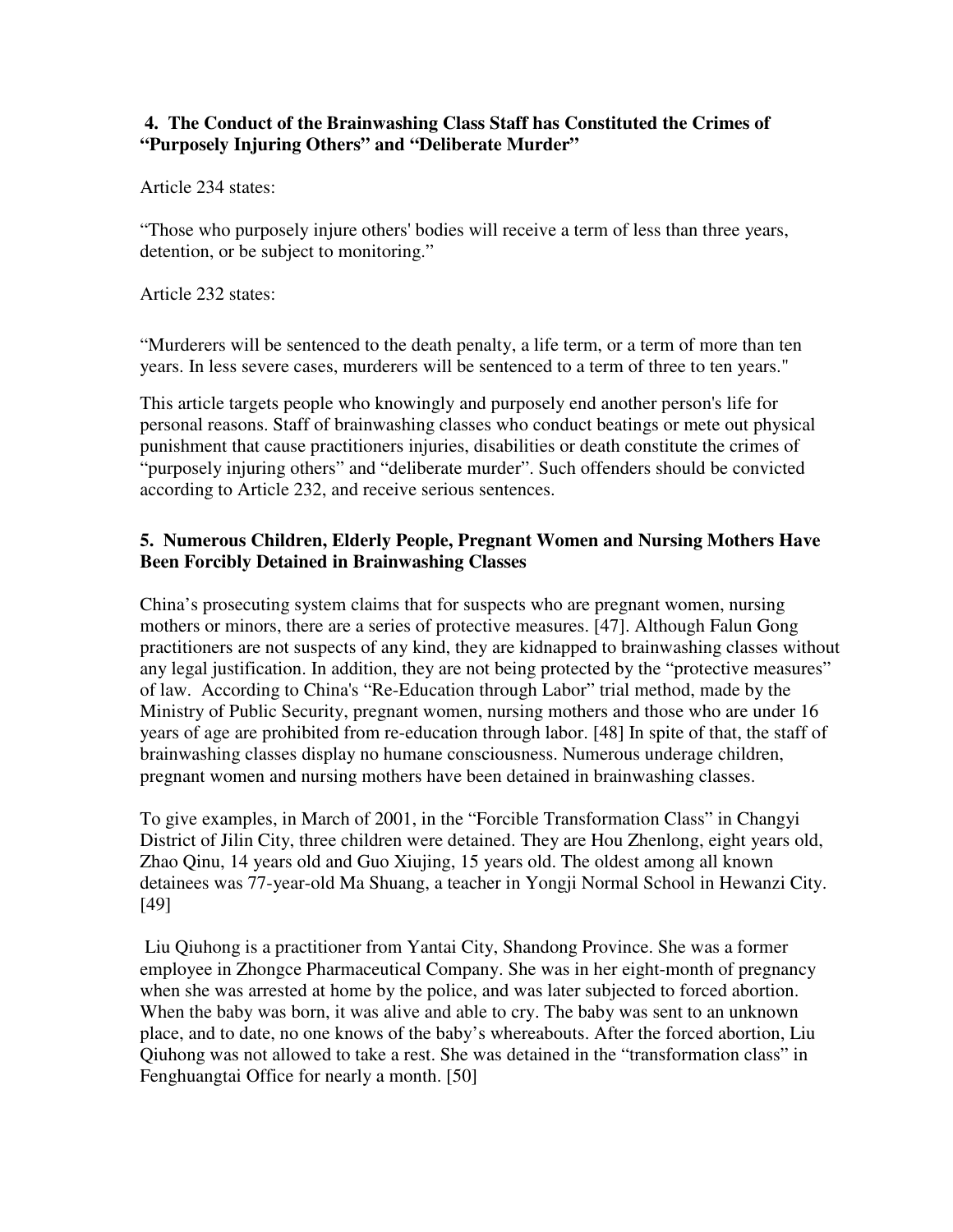### 4. The Conduct of the Brainwashing Class Staff has Constituted the Crimes of "Purposely Injuring Others" and "Deliberate Murder"

Article 234 states:

"Those who purposely injure others' bodies will receive a term of less than three years, detention, or be subject to monitoring."

Article 232 states:

"Murderers will be sentenced to the death penalty, a life term, or a term of more than ten years. In less severe cases, murderers will be sentenced to a term of three to ten years."

This article targets people who knowingly and purposely end another person's life for personal reasons. Staff of brainwashing classes who conduct beatings or mete out physical punishment that cause practitioners injuries, disabilities or death constitute the crimes of "purposely injuring others" and "deliberate murder". Such offenders should be convicted according to Article 232, and receive serious sentences.

### 5. Numerous Children, Elderly People, Pregnant Women and Nursing Mothers Have Been Forcibly Detained in Brainwashing Classes

China's prosecuting system claims that for suspects who are pregnant women, nursing mothers or minors, there are a series of protective measures. [47]. Although Falun Gong practitioners are not suspects of any kind, they are kidnapped to brainwashing classes without any legal justification. In addition, they are not being protected by the "protective measures" of law. According to China's "Re-Education through Labor" trial method, made by the Ministry of Public Security, pregnant women, nursing mothers and those who are under 16 years of age are prohibited from re-education through labor. [48] In spite of that, the staff of brainwashing classes display no humane consciousness. Numerous underage children, pregnant women and nursing mothers have been detained in brainwashing classes.

To give examples, in March of 2001, in the "Forcible Transformation Class" in Changyi District of Jilin City, three children were detained. They are Hou Zhenlong, eight years old, Zhao Qinu, 14 years old and Guo Xiujing, 15 years old. The oldest among all known detainees was 77-year-old Ma Shuang, a teacher in Yongji Normal School in Hewanzi City. [49]

Liu Qiuhong is a practitioner from Yantai City, Shandong Province. She was a former employee in Zhongce Pharmaceutical Company. She was in her eight-month of pregnancy when she was arrested at home by the police, and was later subjected to forced abortion. When the baby was born, it was alive and able to cry. The baby was sent to an unknown place, and to date, no one knows of the baby's whereabouts. After the forced abortion, Liu Qiuhong was not allowed to take a rest. She was detained in the "transformation class" in Fenghuangtai Office for nearly a month. [50]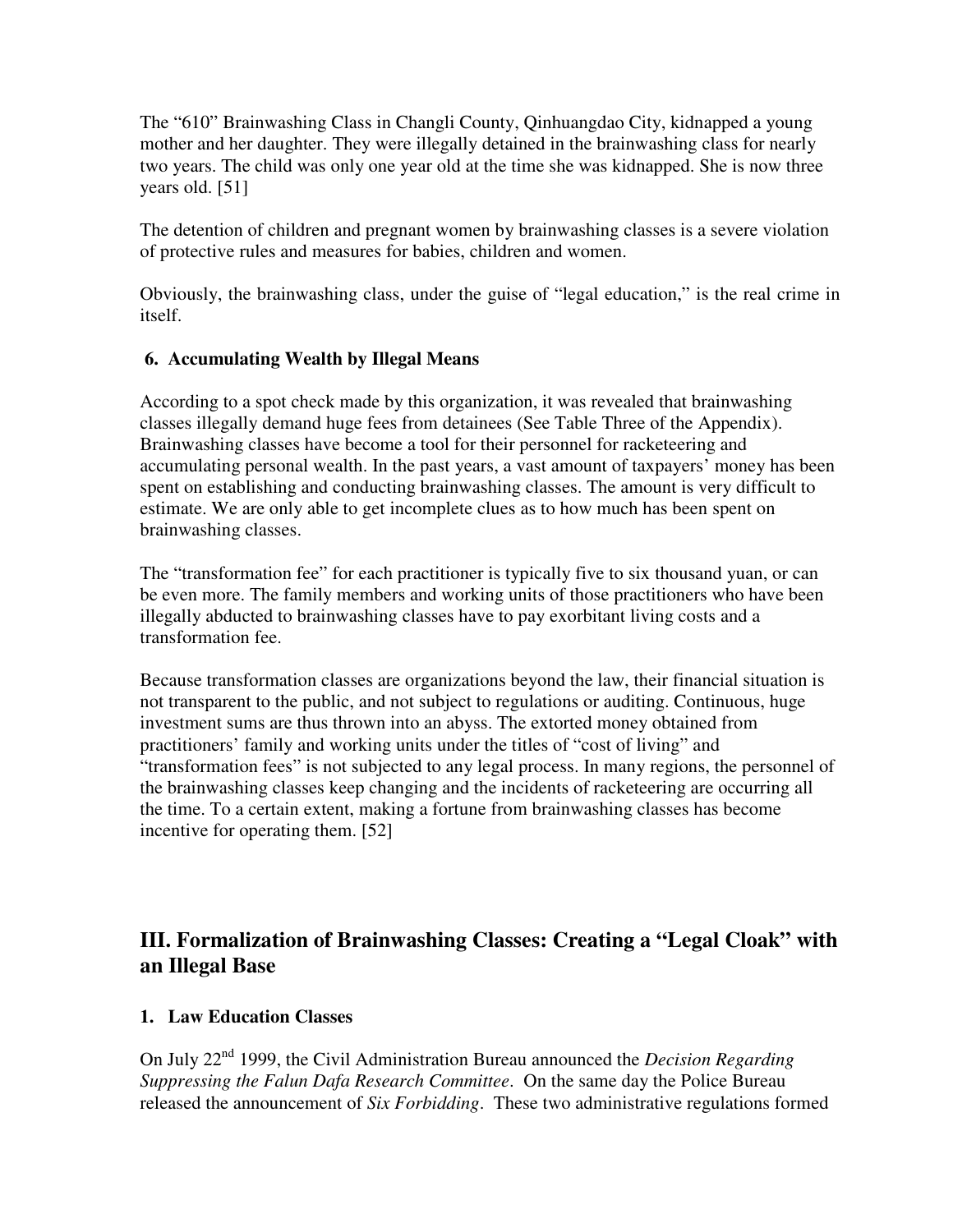The "610" Brainwashing Class in Changli County, Qinhuangdao City, kidnapped a young mother and her daughter. They were illegally detained in the brainwashing class for nearly two years. The child was only one year old at the time she was kidnapped. She is now three years old. [51]

The detention of children and pregnant women by brainwashing classes is a severe violation of protective rules and measures for babies, children and women.

Obviously, the brainwashing class, under the guise of "legal education," is the real crime in itself.

### 6. Accumulating Wealth by Illegal Means

According to a spot check made by this organization, it was revealed that brainwashing classes illegally demand huge fees from detainees (See Table Three of the Appendix). Brainwashing classes have become a tool for their personnel for racketeering and accumulating personal wealth. In the past years, a vast amount of taxpayers' money has been spent on establishing and conducting brainwashing classes. The amount is very difficult to estimate. We are only able to get incomplete clues as to how much has been spent on brainwashing classes.

The "transformation fee" for each practitioner is typically five to six thousand yuan, or can be even more. The family members and working units of those practitioners who have been illegally abducted to brainwashing classes have to pay exorbitant living costs and a transformation fee.

Because transformation classes are organizations beyond the law, their financial situation is not transparent to the public, and not subject to regulations or auditing. Continuous, huge investment sums are thus thrown into an abyss. The extorted money obtained from practitioners' family and working units under the titles of "cost of living" and "transformation fees" is not subjected to any legal process. In many regions, the personnel of the brainwashing classes keep changing and the incidents of racketeering are occurring all the time. To a certain extent, making a fortune from brainwashing classes has become incentive for operating them. [52]

## III. Formalization of Brainwashing Classes: Creating a "Legal Cloak" with an Illegal Base

### 1. Law Education Classes

On July 22nd 1999, the Civil Administration Bureau announced the *Decision Regarding Suppressing the Falun Dafa Research Committee*. On the same day the Police Bureau released the announcement of *Six Forbidding*. These two administrative regulations formed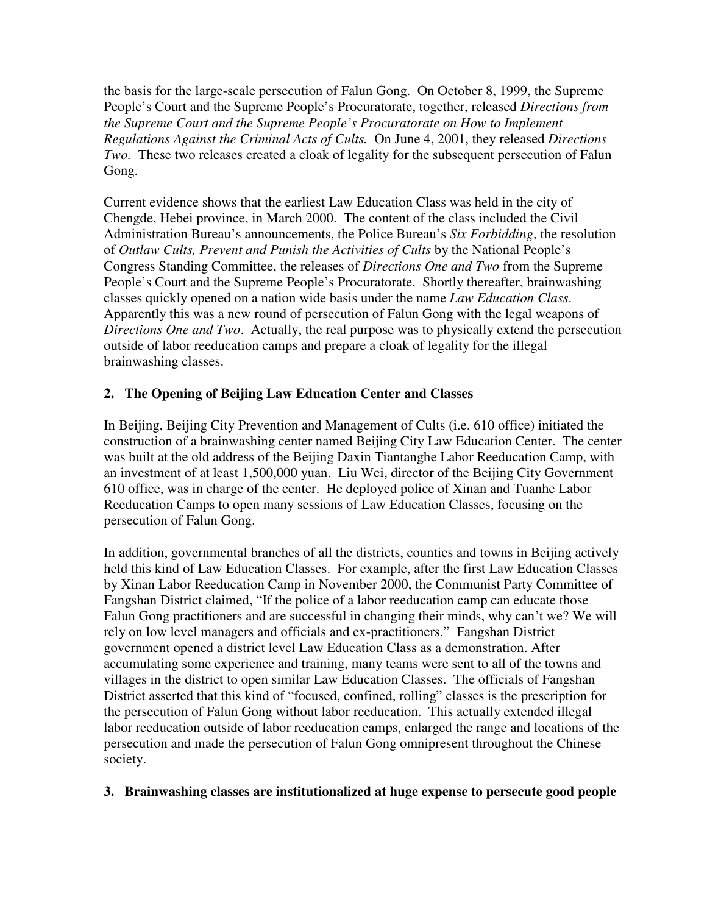the basis for the large-scale persecution of Falun Gong. On October 8, 1999, the Supreme People's Court and the Supreme People's Procuratorate, together, released *Directions from the Supreme Court and the Supreme People's Procuratorate on How to Implement Regulations Against the Criminal Acts of Cults.* On June 4, 2001, they released *Directions Two.* These two releases created a cloak of legality for the subsequent persecution of Falun Gong.

Current evidence shows that the earliest Law Education Class was held in the city of Chengde, Hebei province, in March 2000. The content of the class included the Civil Administration Bureau's announcements, the Police Bureau's *Six Forbidding*, the resolution of *Outlaw Cults, Prevent and Punish the Activities of Cults* by the National People's Congress Standing Committee, the releases of *Directions One and Two* from the Supreme People's Court and the Supreme People's Procuratorate. Shortly thereafter, brainwashing classes quickly opened on a nation wide basis under the name *Law Education Class*. Apparently this was a new round of persecution of Falun Gong with the legal weapons of *Directions One and Two*. Actually, the real purpose was to physically extend the persecution outside of labor reeducation camps and prepare a cloak of legality for the illegal brainwashing classes.

## 2. The Opening of Beijing Law Education Center and Classes

In Beijing, Beijing City Prevention and Management of Cults (i.e. 610 office) initiated the construction of a brainwashing center named Beijing City Law Education Center. The center was built at the old address of the Beijing Daxin Tiantanghe Labor Reeducation Camp, with an investment of at least 1,500,000 yuan. Liu Wei, director of the Beijing City Government 610 office, was in charge of the center. He deployed police of Xinan and Tuanhe Labor Reeducation Camps to open many sessions of Law Education Classes, focusing on the persecution of Falun Gong.

In addition, governmental branches of all the districts, counties and towns in Beijing actively held this kind of Law Education Classes. For example, after the first Law Education Classes by Xinan Labor Reeducation Camp in November 2000, the Communist Party Committee of Fangshan District claimed, "If the police of a labor reeducation camp can educate those Falun Gong practitioners and are successful in changing their minds, why can't we? We will rely on low level managers and officials and ex-practitioners." Fangshan District government opened a district level Law Education Class as a demonstration. After accumulating some experience and training, many teams were sent to all of the towns and villages in the district to open similar Law Education Classes. The officials of Fangshan District asserted that this kind of "focused, confined, rolling" classes is the prescription for the persecution of Falun Gong without labor reeducation. This actually extended illegal labor reeducation outside of labor reeducation camps, enlarged the range and locations of the persecution and made the persecution of Falun Gong omnipresent throughout the Chinese society.

## 3. Brainwashing classes are institutionalized at huge expense to persecute good people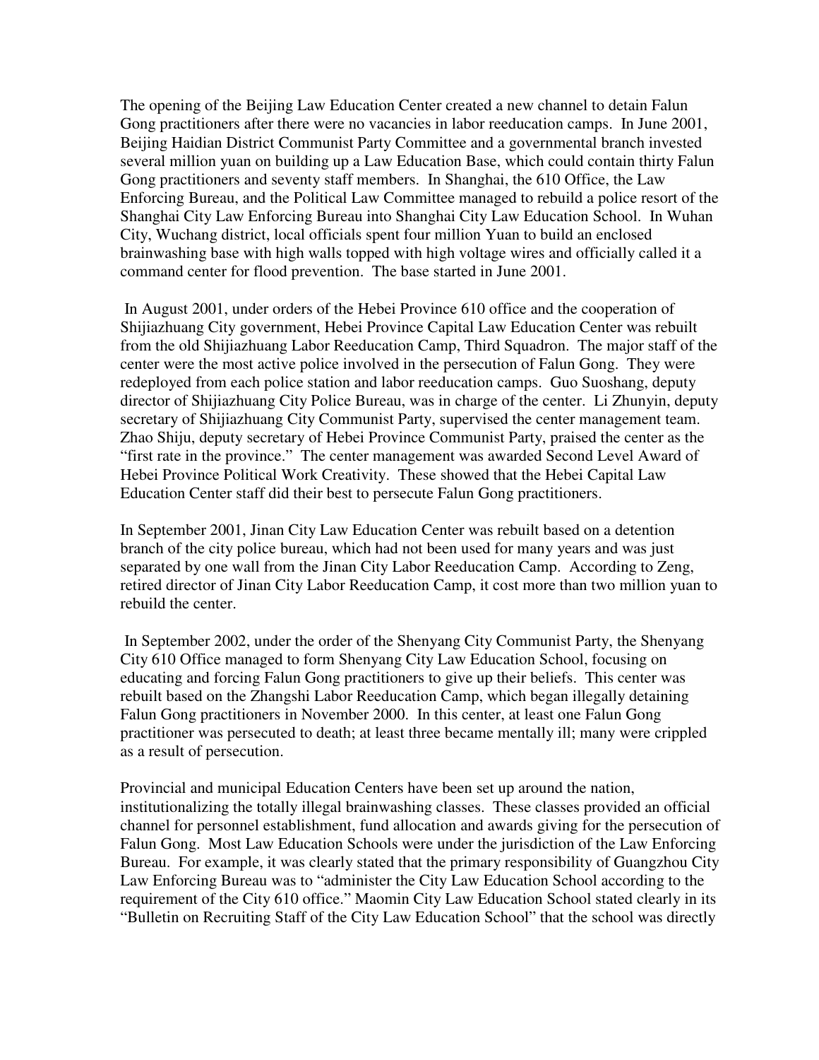The opening of the Beijing Law Education Center created a new channel to detain Falun Gong practitioners after there were no vacancies in labor reeducation camps. In June 2001, Beijing Haidian District Communist Party Committee and a governmental branch invested several million yuan on building up a Law Education Base, which could contain thirty Falun Gong practitioners and seventy staff members. In Shanghai, the 610 Office, the Law Enforcing Bureau, and the Political Law Committee managed to rebuild a police resort of the Shanghai City Law Enforcing Bureau into Shanghai City Law Education School. In Wuhan City, Wuchang district, local officials spent four million Yuan to build an enclosed brainwashing base with high walls topped with high voltage wires and officially called it a command center for flood prevention. The base started in June 2001.

In August 2001, under orders of the Hebei Province 610 office and the cooperation of Shijiazhuang City government, Hebei Province Capital Law Education Center was rebuilt from the old Shijiazhuang Labor Reeducation Camp, Third Squadron. The major staff of the center were the most active police involved in the persecution of Falun Gong. They were redeployed from each police station and labor reeducation camps. Guo Suoshang, deputy director of Shijiazhuang City Police Bureau, was in charge of the center. Li Zhunyin, deputy secretary of Shijiazhuang City Communist Party, supervised the center management team. Zhao Shiju, deputy secretary of Hebei Province Communist Party, praised the center as the "first rate in the province." The center management was awarded Second Level Award of Hebei Province Political Work Creativity. These showed that the Hebei Capital Law Education Center staff did their best to persecute Falun Gong practitioners.

In September 2001, Jinan City Law Education Center was rebuilt based on a detention branch of the city police bureau, which had not been used for many years and was just separated by one wall from the Jinan City Labor Reeducation Camp. According to Zeng, retired director of Jinan City Labor Reeducation Camp, it cost more than two million yuan to rebuild the center.

In September 2002, under the order of the Shenyang City Communist Party, the Shenyang City 610 Office managed to form Shenyang City Law Education School, focusing on educating and forcing Falun Gong practitioners to give up their beliefs. This center was rebuilt based on the Zhangshi Labor Reeducation Camp, which began illegally detaining Falun Gong practitioners in November 2000. In this center, at least one Falun Gong practitioner was persecuted to death; at least three became mentally ill; many were crippled as a result of persecution.

Provincial and municipal Education Centers have been set up around the nation, institutionalizing the totally illegal brainwashing classes. These classes provided an official channel for personnel establishment, fund allocation and awards giving for the persecution of Falun Gong. Most Law Education Schools were under the jurisdiction of the Law Enforcing Bureau. For example, it was clearly stated that the primary responsibility of Guangzhou City Law Enforcing Bureau was to "administer the City Law Education School according to the requirement of the City 610 office." Maomin City Law Education School stated clearly in its "Bulletin on Recruiting Staff of the City Law Education School" that the school was directly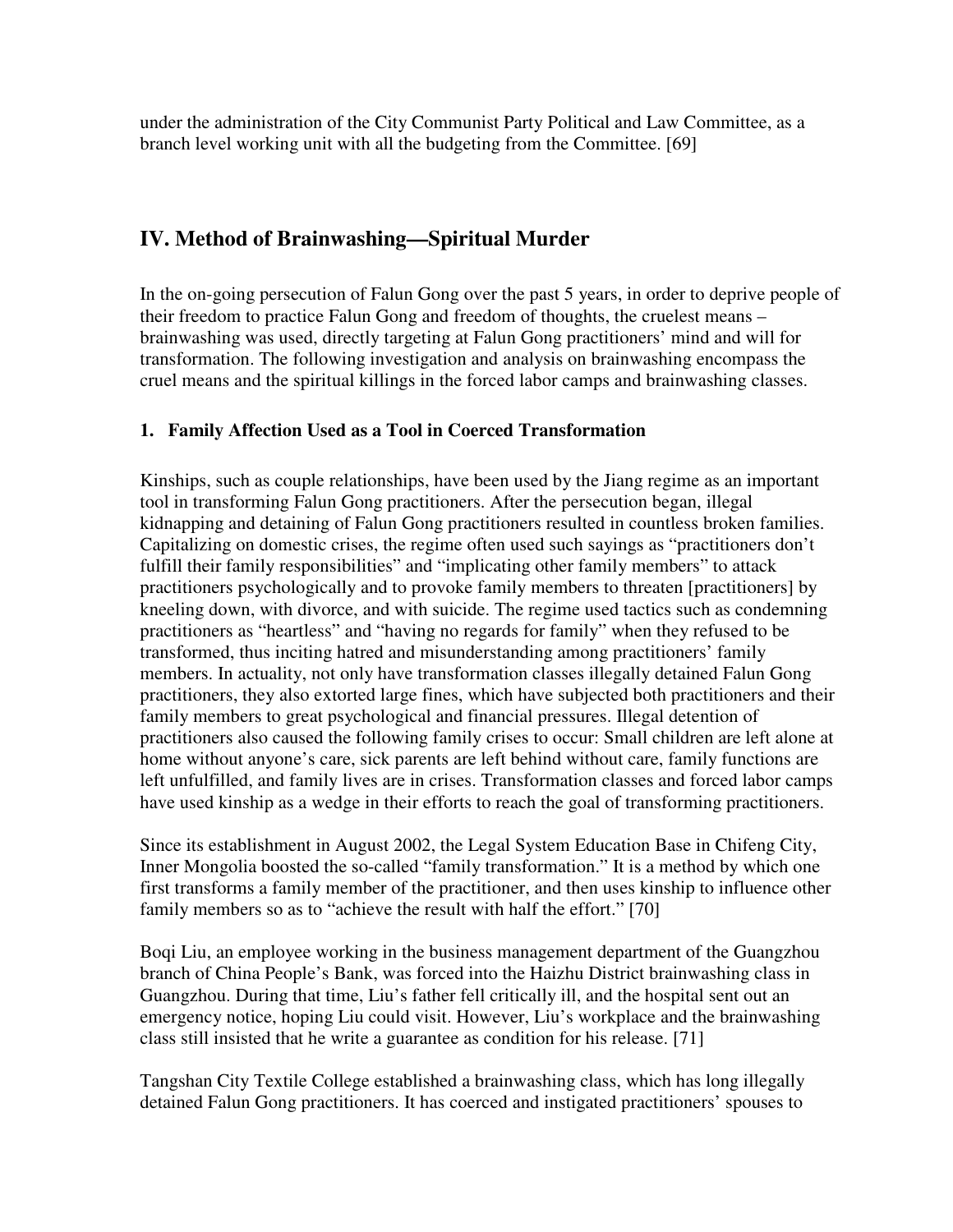under the administration of the City Communist Party Political and Law Committee, as a branch level working unit with all the budgeting from the Committee. [69]

## IV. Method of Brainwashing—Spiritual Murder

In the on-going persecution of Falun Gong over the past 5 years, in order to deprive people of their freedom to practice Falun Gong and freedom of thoughts, the cruelest means – brainwashing was used, directly targeting at Falun Gong practitioners' mind and will for transformation. The following investigation and analysis on brainwashing encompass the cruel means and the spiritual killings in the forced labor camps and brainwashing classes.

### 1. Family Affection Used as a Tool in Coerced Transformation

Kinships, such as couple relationships, have been used by the Jiang regime as an important tool in transforming Falun Gong practitioners. After the persecution began, illegal kidnapping and detaining of Falun Gong practitioners resulted in countless broken families. Capitalizing on domestic crises, the regime often used such sayings as "practitioners don't fulfill their family responsibilities" and "implicating other family members" to attack practitioners psychologically and to provoke family members to threaten [practitioners] by kneeling down, with divorce, and with suicide. The regime used tactics such as condemning practitioners as "heartless" and "having no regards for family" when they refused to be transformed, thus inciting hatred and misunderstanding among practitioners' family members. In actuality, not only have transformation classes illegally detained Falun Gong practitioners, they also extorted large fines, which have subjected both practitioners and their family members to great psychological and financial pressures. Illegal detention of practitioners also caused the following family crises to occur: Small children are left alone at home without anyone's care, sick parents are left behind without care, family functions are left unfulfilled, and family lives are in crises. Transformation classes and forced labor camps have used kinship as a wedge in their efforts to reach the goal of transforming practitioners.

Since its establishment in August 2002, the Legal System Education Base in Chifeng City, Inner Mongolia boosted the so-called "family transformation." It is a method by which one first transforms a family member of the practitioner, and then uses kinship to influence other family members so as to "achieve the result with half the effort." [70]

Boqi Liu, an employee working in the business management department of the Guangzhou branch of China People's Bank, was forced into the Haizhu District brainwashing class in Guangzhou. During that time, Liu's father fell critically ill, and the hospital sent out an emergency notice, hoping Liu could visit. However, Liu's workplace and the brainwashing class still insisted that he write a guarantee as condition for his release. [71]

Tangshan City Textile College established a brainwashing class, which has long illegally detained Falun Gong practitioners. It has coerced and instigated practitioners' spouses to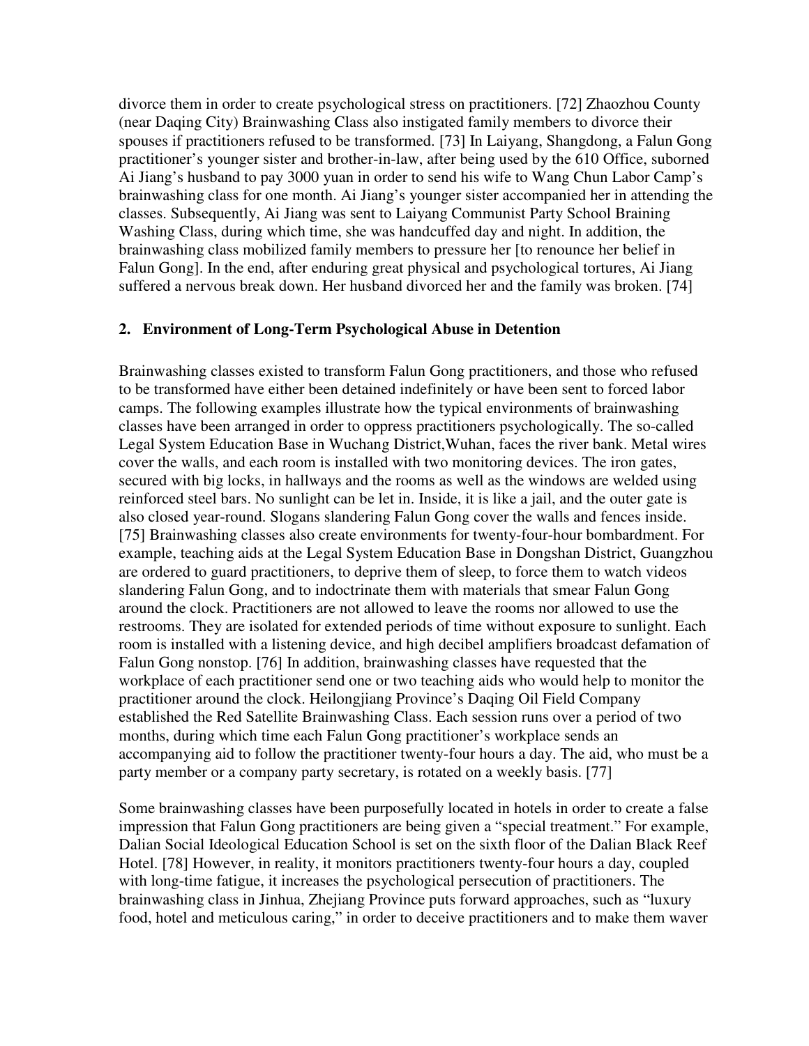divorce them in order to create psychological stress on practitioners. [72] Zhaozhou County (near Daqing City) Brainwashing Class also instigated family members to divorce their spouses if practitioners refused to be transformed. [73] In Laiyang, Shangdong, a Falun Gong practitioner's younger sister and brother-in-law, after being used by the 610 Office, suborned Ai Jiang's husband to pay 3000 yuan in order to send his wife to Wang Chun Labor Camp's brainwashing class for one month. Ai Jiang's younger sister accompanied her in attending the classes. Subsequently, Ai Jiang was sent to Laiyang Communist Party School Braining Washing Class, during which time, she was handcuffed day and night. In addition, the brainwashing class mobilized family members to pressure her [to renounce her belief in Falun Gong]. In the end, after enduring great physical and psychological tortures, Ai Jiang suffered a nervous break down. Her husband divorced her and the family was broken. [74]

## 2. Environment of Long-Term Psychological Abuse in Detention

Brainwashing classes existed to transform Falun Gong practitioners, and those who refused to be transformed have either been detained indefinitely or have been sent to forced labor camps. The following examples illustrate how the typical environments of brainwashing classes have been arranged in order to oppress practitioners psychologically. The so-called Legal System Education Base in Wuchang District,Wuhan, faces the river bank. Metal wires cover the walls, and each room is installed with two monitoring devices. The iron gates, secured with big locks, in hallways and the rooms as well as the windows are welded using reinforced steel bars. No sunlight can be let in. Inside, it is like a jail, and the outer gate is also closed year-round. Slogans slandering Falun Gong cover the walls and fences inside. [75] Brainwashing classes also create environments for twenty-four-hour bombardment. For example, teaching aids at the Legal System Education Base in Dongshan District, Guangzhou are ordered to guard practitioners, to deprive them of sleep, to force them to watch videos slandering Falun Gong, and to indoctrinate them with materials that smear Falun Gong around the clock. Practitioners are not allowed to leave the rooms nor allowed to use the restrooms. They are isolated for extended periods of time without exposure to sunlight. Each room is installed with a listening device, and high decibel amplifiers broadcast defamation of Falun Gong nonstop. [76] In addition, brainwashing classes have requested that the workplace of each practitioner send one or two teaching aids who would help to monitor the practitioner around the clock. Heilongjiang Province's Daqing Oil Field Company established the Red Satellite Brainwashing Class. Each session runs over a period of two months, during which time each Falun Gong practitioner's workplace sends an accompanying aid to follow the practitioner twenty-four hours a day. The aid, who must be a party member or a company party secretary, is rotated on a weekly basis. [77]

Some brainwashing classes have been purposefully located in hotels in order to create a false impression that Falun Gong practitioners are being given a "special treatment." For example, Dalian Social Ideological Education School is set on the sixth floor of the Dalian Black Reef Hotel. [78] However, in reality, it monitors practitioners twenty-four hours a day, coupled with long-time fatigue, it increases the psychological persecution of practitioners. The brainwashing class in Jinhua, Zhejiang Province puts forward approaches, such as "luxury food, hotel and meticulous caring," in order to deceive practitioners and to make them waver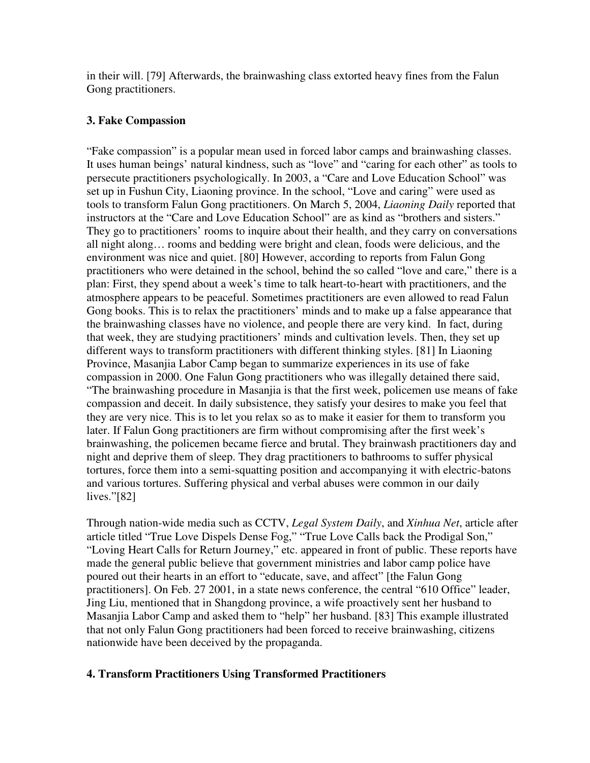in their will. [79] Afterwards, the brainwashing class extorted heavy fines from the Falun Gong practitioners.

### 3. Fake Compassion

"Fake compassion" is a popular mean used in forced labor camps and brainwashing classes. It uses human beings' natural kindness, such as "love" and "caring for each other" as tools to persecute practitioners psychologically. In 2003, a "Care and Love Education School" was set up in Fushun City, Liaoning province. In the school, "Love and caring" were used as tools to transform Falun Gong practitioners. On March 5, 2004, *Liaoning Daily* reported that instructors at the "Care and Love Education School" are as kind as "brothers and sisters." They go to practitioners' rooms to inquire about their health, and they carry on conversations all night along… rooms and bedding were bright and clean, foods were delicious, and the environment was nice and quiet. [80] However, according to reports from Falun Gong practitioners who were detained in the school, behind the so called "love and care," there is a plan: First, they spend about a week's time to talk heart-to-heart with practitioners, and the atmosphere appears to be peaceful. Sometimes practitioners are even allowed to read Falun Gong books. This is to relax the practitioners' minds and to make up a false appearance that the brainwashing classes have no violence, and people there are very kind. In fact, during that week, they are studying practitioners' minds and cultivation levels. Then, they set up different ways to transform practitioners with different thinking styles. [81] In Liaoning Province, Masanjia Labor Camp began to summarize experiences in its use of fake compassion in 2000. One Falun Gong practitioners who was illegally detained there said, "The brainwashing procedure in Masanjia is that the first week, policemen use means of fake compassion and deceit. In daily subsistence, they satisfy your desires to make you feel that they are very nice. This is to let you relax so as to make it easier for them to transform you later. If Falun Gong practitioners are firm without compromising after the first week's brainwashing, the policemen became fierce and brutal. They brainwash practitioners day and night and deprive them of sleep. They drag practitioners to bathrooms to suffer physical tortures, force them into a semi-squatting position and accompanying it with electric-batons and various tortures. Suffering physical and verbal abuses were common in our daily lives."[82]

Through nation-wide media such as CCTV, *Legal System Daily*, and *Xinhua Net*, article after article titled "True Love Dispels Dense Fog," "True Love Calls back the Prodigal Son," "Loving Heart Calls for Return Journey," etc. appeared in front of public. These reports have made the general public believe that government ministries and labor camp police have poured out their hearts in an effort to "educate, save, and affect" [the Falun Gong practitioners]. On Feb. 27 2001, in a state news conference, the central "610 Office" leader, Jing Liu, mentioned that in Shangdong province, a wife proactively sent her husband to Masanjia Labor Camp and asked them to "help" her husband. [83] This example illustrated that not only Falun Gong practitioners had been forced to receive brainwashing, citizens nationwide have been deceived by the propaganda.

### 4. Transform Practitioners Using Transformed Practitioners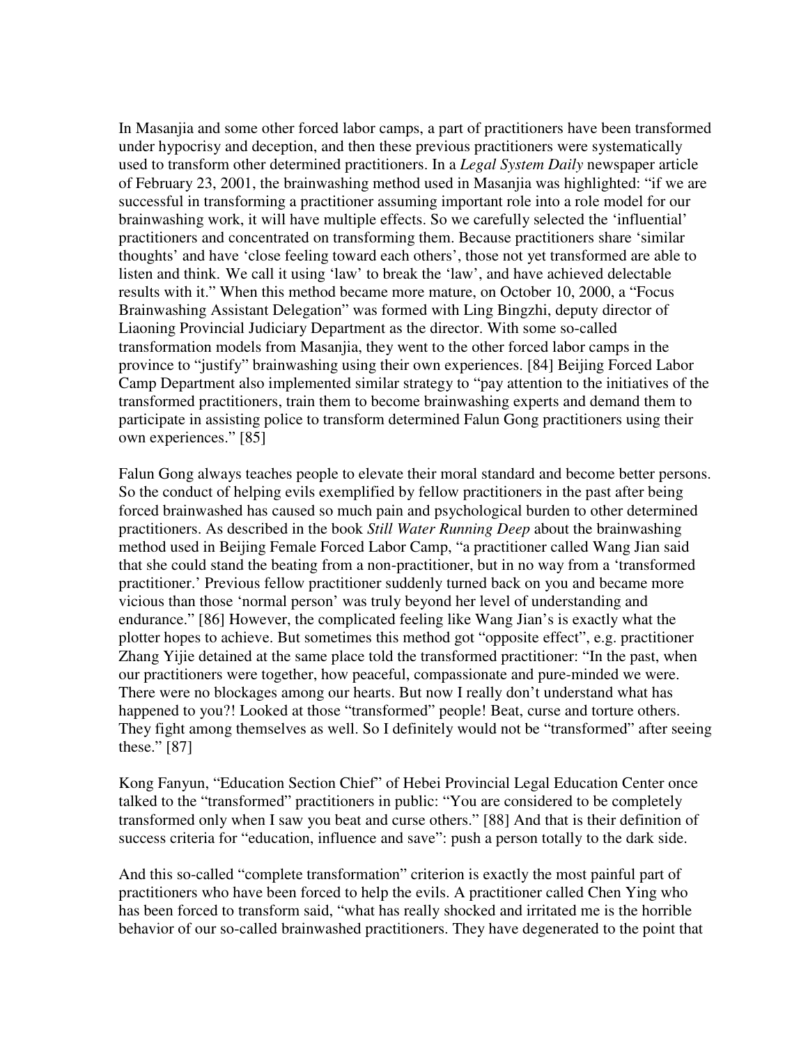In Masanjia and some other forced labor camps, a part of practitioners have been transformed under hypocrisy and deception, and then these previous practitioners were systematically used to transform other determined practitioners. In a *Legal System Daily* newspaper article of February 23, 2001, the brainwashing method used in Masanjia was highlighted: "if we are successful in transforming a practitioner assuming important role into a role model for our brainwashing work, it will have multiple effects. So we carefully selected the 'influential' practitioners and concentrated on transforming them. Because practitioners share 'similar thoughts' and have 'close feeling toward each others', those not yet transformed are able to listen and think. We call it using 'law' to break the 'law', and have achieved delectable results with it." When this method became more mature, on October 10, 2000, a "Focus Brainwashing Assistant Delegation" was formed with Ling Bingzhi, deputy director of Liaoning Provincial Judiciary Department as the director. With some so-called transformation models from Masanjia, they went to the other forced labor camps in the province to "justify" brainwashing using their own experiences. [84] Beijing Forced Labor Camp Department also implemented similar strategy to "pay attention to the initiatives of the transformed practitioners, train them to become brainwashing experts and demand them to participate in assisting police to transform determined Falun Gong practitioners using their own experiences." [85]

Falun Gong always teaches people to elevate their moral standard and become better persons. So the conduct of helping evils exemplified by fellow practitioners in the past after being forced brainwashed has caused so much pain and psychological burden to other determined practitioners. As described in the book *Still Water Running Deep* about the brainwashing method used in Beijing Female Forced Labor Camp, "a practitioner called Wang Jian said that she could stand the beating from a non-practitioner, but in no way from a 'transformed practitioner.' Previous fellow practitioner suddenly turned back on you and became more vicious than those 'normal person' was truly beyond her level of understanding and endurance." [86] However, the complicated feeling like Wang Jian's is exactly what the plotter hopes to achieve. But sometimes this method got "opposite effect", e.g. practitioner Zhang Yijie detained at the same place told the transformed practitioner: "In the past, when our practitioners were together, how peaceful, compassionate and pure-minded we were. There were no blockages among our hearts. But now I really don't understand what has happened to you?! Looked at those "transformed" people! Beat, curse and torture others. They fight among themselves as well. So I definitely would not be "transformed" after seeing these." [87]

Kong Fanyun, "Education Section Chief" of Hebei Provincial Legal Education Center once talked to the "transformed" practitioners in public: "You are considered to be completely transformed only when I saw you beat and curse others." [88] And that is their definition of success criteria for "education, influence and save": push a person totally to the dark side.

And this so-called "complete transformation" criterion is exactly the most painful part of practitioners who have been forced to help the evils. A practitioner called Chen Ying who has been forced to transform said, "what has really shocked and irritated me is the horrible behavior of our so-called brainwashed practitioners. They have degenerated to the point that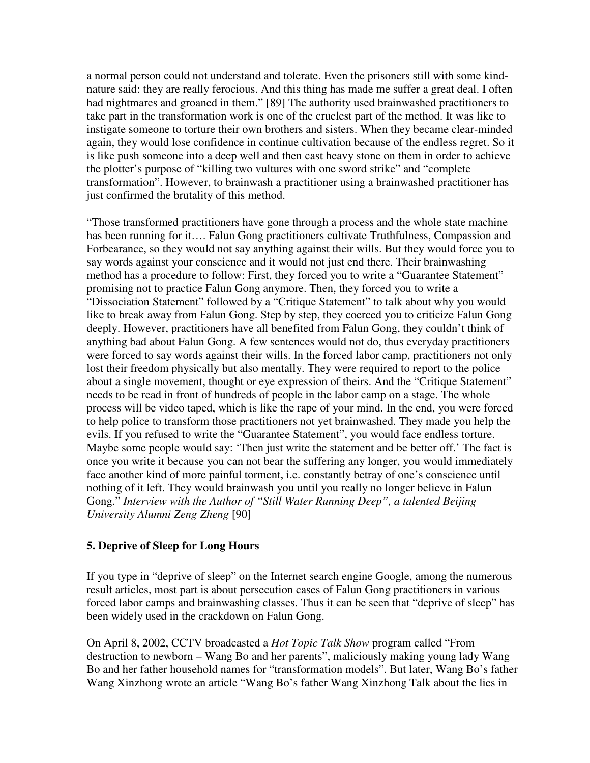a normal person could not understand and tolerate. Even the prisoners still with some kind-nature said: they are really ferocious. And this thing has made me suffer a great deal. I often had nightmares and groaned in them." [89] The authority used brainwashed practitioners to take part in the transformation work is one of the cruelest part of the method. It was like to instigate someone to torture their own brothers and sisters. When they became clear-minded again, they would lose confidence in continue cultivation because of the endless regret. So it is like push someone into a deep well and then cast heavy stone on them in order to achieve the plotter's purpose of "killing two vultures with one sword strike" and "complete transformation". However, to brainwash a practitioner using a brainwashed practitioner has just confirmed the brutality of this method.

"Those transformed practitioners have gone through a process and the whole state machine has been running for it…. Falun Gong practitioners cultivate Truthfulness, Compassion and Forbearance, so they would not say anything against their wills. But they would force you to say words against your conscience and it would not just end there. Their brainwashing method has a procedure to follow: First, they forced you to write a "Guarantee Statement" promising not to practice Falun Gong anymore. Then, they forced you to write a "Dissociation Statement" followed by a "Critique Statement" to talk about why you would like to break away from Falun Gong. Step by step, they coerced you to criticize Falun Gong deeply. However, practitioners have all benefited from Falun Gong, they couldn't think of anything bad about Falun Gong. A few sentences would not do, thus everyday practitioners were forced to say words against their wills. In the forced labor camp, practitioners not only lost their freedom physically but also mentally. They were required to report to the police about a single movement, thought or eye expression of theirs. And the "Critique Statement" needs to be read in front of hundreds of people in the labor camp on a stage. The whole process will be video taped, which is like the rape of your mind. In the end, you were forced to help police to transform those practitioners not yet brainwashed. They made you help the evils. If you refused to write the "Guarantee Statement", you would face endless torture. Maybe some people would say: 'Then just write the statement and be better off.' The fact is once you write it because you can not bear the suffering any longer, you would immediately face another kind of more painful torment, i.e. constantly betray of one's conscience until nothing of it left. They would brainwash you until you really no longer believe in Falun Gong." *Interview with the Author of "Still Water Running Deep", a talented Beijing University Alumni Zeng Zheng* [90]

### 5. Deprive of Sleep for Long Hours

If you type in "deprive of sleep" on the Internet search engine Google, among the numerous result articles, most part is about persecution cases of Falun Gong practitioners in various forced labor camps and brainwashing classes. Thus it can be seen that "deprive of sleep" has been widely used in the crackdown on Falun Gong.

On April 8, 2002, CCTV broadcasted a *Hot Topic Talk Show* program called "From destruction to newborn – Wang Bo and her parents", maliciously making young lady Wang Bo and her father household names for "transformation models". But later, Wang Bo's father Wang Xinzhong wrote an article "Wang Bo's father Wang Xinzhong Talk about the lies in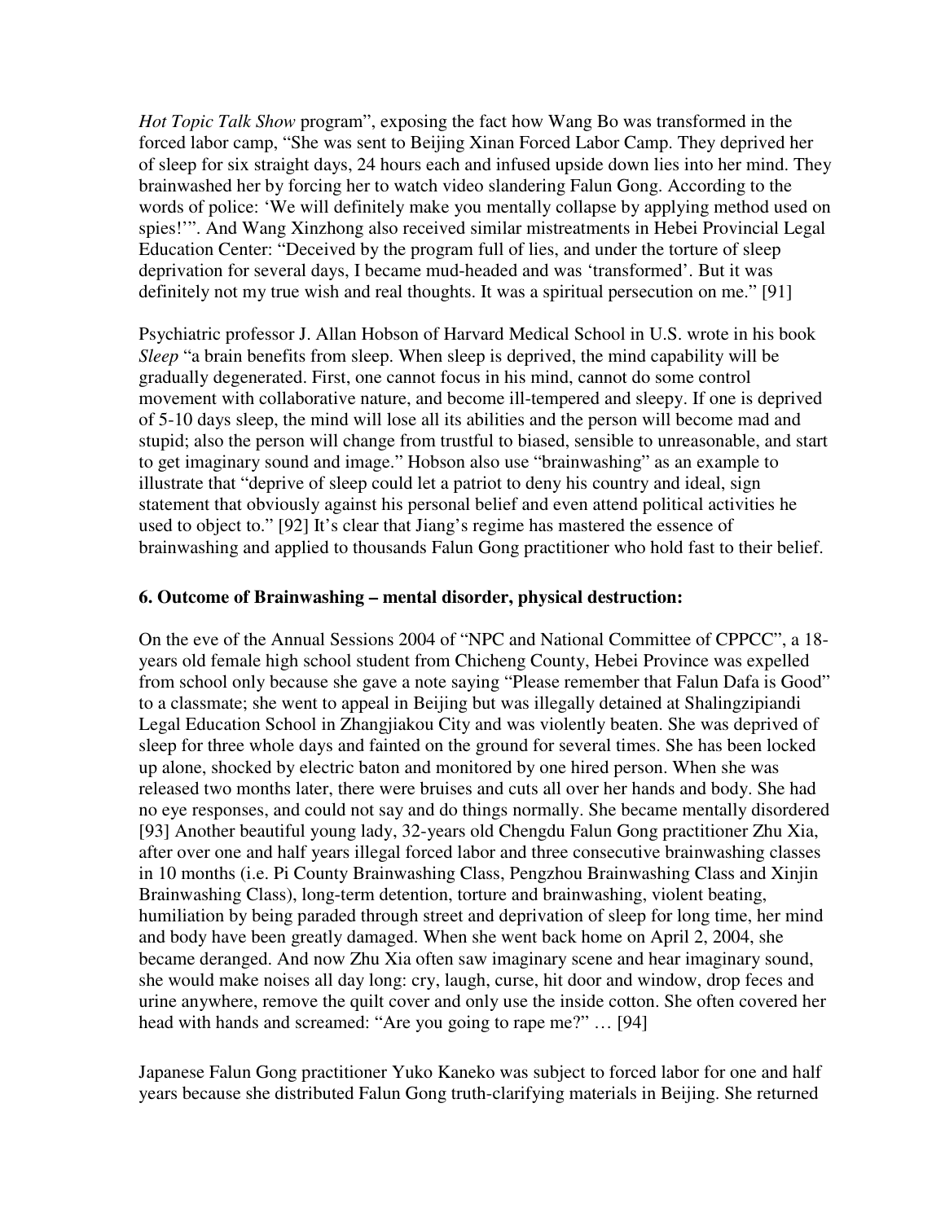*Hot Topic Talk Show* program", exposing the fact how Wang Bo was transformed in the forced labor camp, "She was sent to Beijing Xinan Forced Labor Camp. They deprived her of sleep for six straight days, 24 hours each and infused upside down lies into her mind. They brainwashed her by forcing her to watch video slandering Falun Gong. According to the words of police: 'We will definitely make you mentally collapse by applying method used on spies!'". And Wang Xinzhong also received similar mistreatments in Hebei Provincial Legal Education Center: "Deceived by the program full of lies, and under the torture of sleep deprivation for several days, I became mud-headed and was 'transformed'. But it was definitely not my true wish and real thoughts. It was a spiritual persecution on me." [91]

Psychiatric professor J. Allan Hobson of Harvard Medical School in U.S. wrote in his book *Sleep* "a brain benefits from sleep. When sleep is deprived, the mind capability will be gradually degenerated. First, one cannot focus in his mind, cannot do some control movement with collaborative nature, and become ill-tempered and sleepy. If one is deprived of 5-10 days sleep, the mind will lose all its abilities and the person will become mad and stupid; also the person will change from trustful to biased, sensible to unreasonable, and start to get imaginary sound and image." Hobson also use "brainwashing" as an example to illustrate that "deprive of sleep could let a patriot to deny his country and ideal, sign statement that obviously against his personal belief and even attend political activities he used to object to." [92] It's clear that Jiang's regime has mastered the essence of brainwashing and applied to thousands Falun Gong practitioner who hold fast to their belief.

### 6. Outcome of Brainwashing – mental disorder, physical destruction:

On the eve of the Annual Sessions 2004 of "NPC and National Committee of CPPCC", a 18-years old female high school student from Chicheng County, Hebei Province was expelled from school only because she gave a note saying "Please remember that Falun Dafa is Good" to a classmate; she went to appeal in Beijing but was illegally detained at Shalingzipiandi Legal Education School in Zhangjiakou City and was violently beaten. She was deprived of sleep for three whole days and fainted on the ground for several times. She has been locked up alone, shocked by electric baton and monitored by one hired person. When she was released two months later, there were bruises and cuts all over her hands and body. She had no eye responses, and could not say and do things normally. She became mentally disordered [93] Another beautiful young lady, 32-years old Chengdu Falun Gong practitioner Zhu Xia, after over one and half years illegal forced labor and three consecutive brainwashing classes in 10 months (i.e. Pi County Brainwashing Class, Pengzhou Brainwashing Class and Xinjin Brainwashing Class), long-term detention, torture and brainwashing, violent beating, humiliation by being paraded through street and deprivation of sleep for long time, her mind and body have been greatly damaged. When she went back home on April 2, 2004, she became deranged. And now Zhu Xia often saw imaginary scene and hear imaginary sound, she would make noises all day long: cry, laugh, curse, hit door and window, drop feces and urine anywhere, remove the quilt cover and only use the inside cotton. She often covered her head with hands and screamed: "Are you going to rape me?" … [94]

Japanese Falun Gong practitioner Yuko Kaneko was subject to forced labor for one and half years because she distributed Falun Gong truth-clarifying materials in Beijing. She returned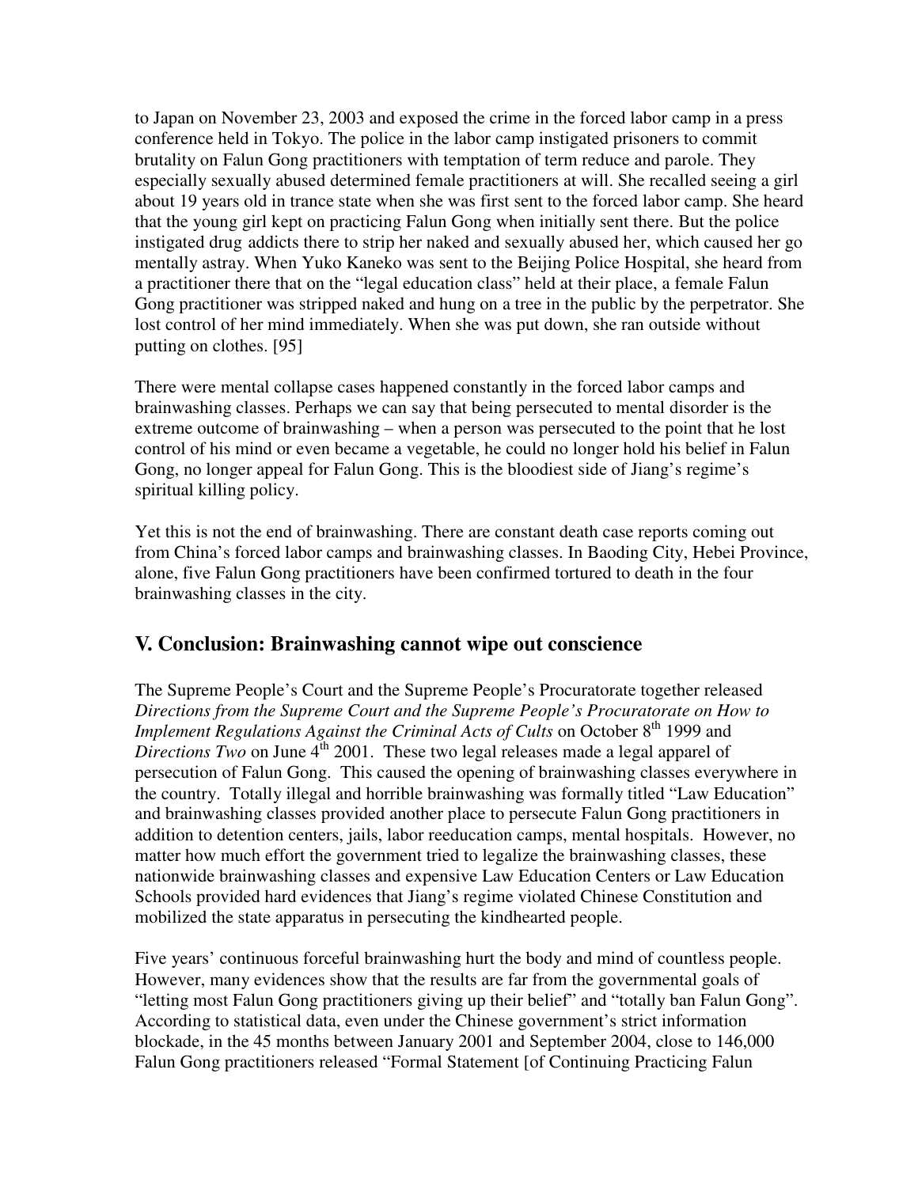to Japan on November 23, 2003 and exposed the crime in the forced labor camp in a press conference held in Tokyo. The police in the labor camp instigated prisoners to commit brutality on Falun Gong practitioners with temptation of term reduce and parole. They especially sexually abused determined female practitioners at will. She recalled seeing a girl about 19 years old in trance state when she was first sent to the forced labor camp. She heard that the young girl kept on practicing Falun Gong when initially sent there. But the police instigated drug addicts there to strip her naked and sexually abused her, which caused her go mentally astray. When Yuko Kaneko was sent to the Beijing Police Hospital, she heard from a practitioner there that on the "legal education class" held at their place, a female Falun Gong practitioner was stripped naked and hung on a tree in the public by the perpetrator. She lost control of her mind immediately. When she was put down, she ran outside without putting on clothes. [95]

There were mental collapse cases happened constantly in the forced labor camps and brainwashing classes. Perhaps we can say that being persecuted to mental disorder is the extreme outcome of brainwashing – when a person was persecuted to the point that he lost control of his mind or even became a vegetable, he could no longer hold his belief in Falun Gong, no longer appeal for Falun Gong. This is the bloodiest side of Jiang's regime's spiritual killing policy.

Yet this is not the end of brainwashing. There are constant death case reports coming out from China's forced labor camps and brainwashing classes. In Baoding City, Hebei Province, alone, five Falun Gong practitioners have been confirmed tortured to death in the four brainwashing classes in the city.

## V. Conclusion: Brainwashing cannot wipe out conscience

The Supreme People's Court and the Supreme People's Procuratorate together released *Directions from the Supreme Court and the Supreme People's Procuratorate on How to Implement Regulations Against the Criminal Acts of Cults* on October 8th 1999 and *Directions Two* on June 4th 2001. These two legal releases made a legal apparel of persecution of Falun Gong. This caused the opening of brainwashing classes everywhere in the country. Totally illegal and horrible brainwashing was formally titled "Law Education" and brainwashing classes provided another place to persecute Falun Gong practitioners in addition to detention centers, jails, labor reeducation camps, mental hospitals. However, no matter how much effort the government tried to legalize the brainwashing classes, these nationwide brainwashing classes and expensive Law Education Centers or Law Education Schools provided hard evidences that Jiang's regime violated Chinese Constitution and mobilized the state apparatus in persecuting the kindhearted people.

Five years' continuous forceful brainwashing hurt the body and mind of countless people. However, many evidences show that the results are far from the governmental goals of "letting most Falun Gong practitioners giving up their belief" and "totally ban Falun Gong". According to statistical data, even under the Chinese government's strict information blockade, in the 45 months between January 2001 and September 2004, close to 146,000 Falun Gong practitioners released "Formal Statement [of Continuing Practicing Falun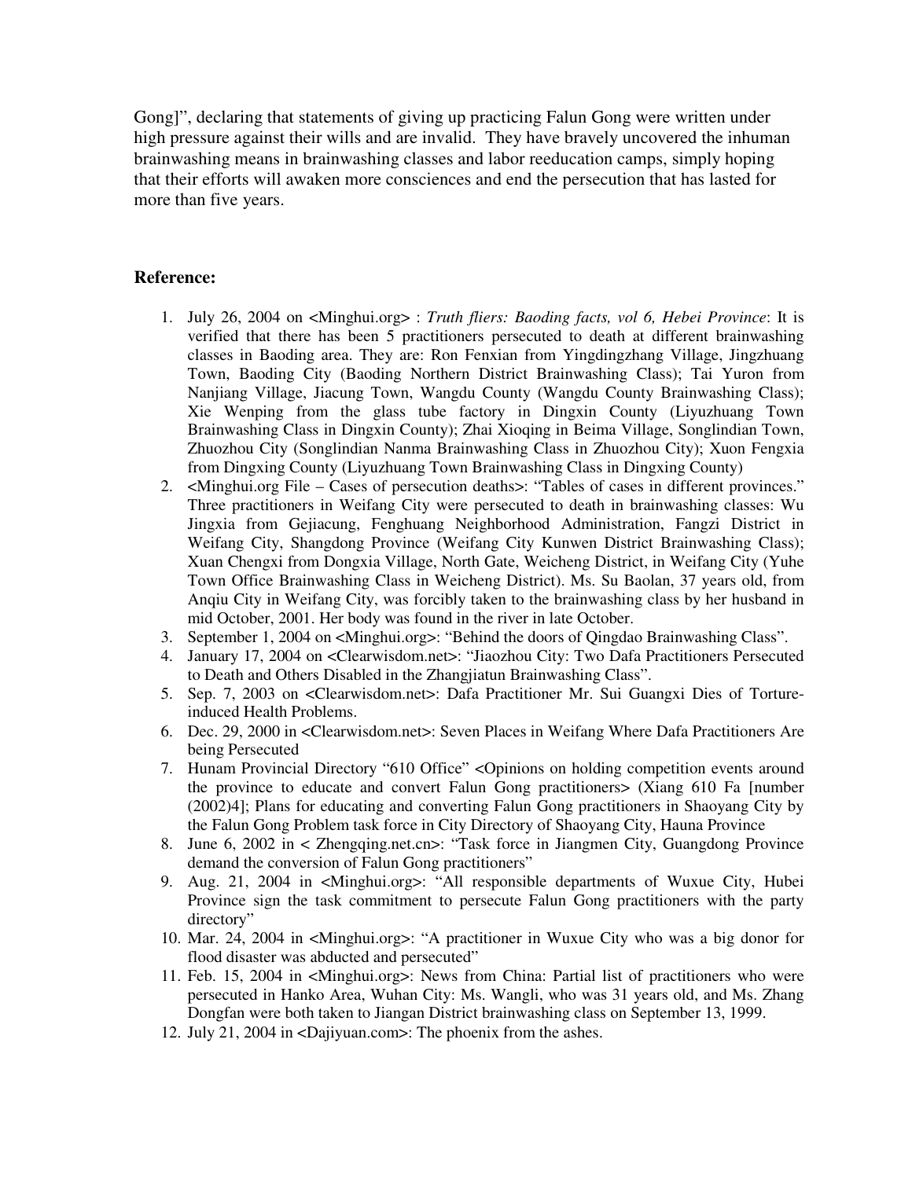Gong]", declaring that statements of giving up practicing Falun Gong were written under high pressure against their wills and are invalid. They have bravely uncovered the inhuman brainwashing means in brainwashing classes and labor reeducation camps, simply hoping that their efforts will awaken more consciences and end the persecution that has lasted for more than five years.

**Reference:**

1. July 26, 2004 on <Minghui.org> : *Truth fliers: Baoding facts, vol 6, Hebei Province*: It is verified that there has been 5 practitioners persecuted to death at different brainwashing classes in Baoding area. They are: Ron Fenxian from Yingdingzhang Village, Jingzhuang Town, Baoding City (Baoding Northern District Brainwashing Class); Tai Yuron from Nanjiang Village, Jiacung Town, Wangdu County (Wangdu County Brainwashing Class); Xie Wenping from the glass tube factory in Dingxin County (Liyuzhuang Town Brainwashing Class in Dingxin County); Zhai Xioqing in Beima Village, Songlindian Town, Zhuozhou City (Songlindian Nanma Brainwashing Class in Zhuozhou City); Xuon Fengxia from Dingxing County (Liyuzhuang Town Brainwashing Class in Dingxing County)
2. <Minghui.org File – Cases of persecution deaths>: "Tables of cases in different provinces." Three practitioners in Weifang City were persecuted to death in brainwashing classes: Wu Jingxia from Gejiacung, Fenghuang Neighborhood Administration, Fangzi District in Weifang City, Shangdong Province (Weifang City Kunwen District Brainwashing Class); Xuan Chengxi from Dongxia Village, North Gate, Weicheng District, in Weifang City (Yuhe Town Office Brainwashing Class in Weicheng District). Ms. Su Baolan, 37 years old, from Anqiu City in Weifang City, was forcibly taken to the brainwashing class by her husband in mid October, 2001. Her body was found in the river in late October.
3. September 1, 2004 on <Minghui.org>: "Behind the doors of Qingdao Brainwashing Class".
4. January 17, 2004 on <Clearwisdom.net>: "Jiaozhou City: Two Dafa Practitioners Persecuted to Death and Others Disabled in the Zhangjiatun Brainwashing Class".
5. Sep. 7, 2003 on <Clearwisdom.net>: Dafa Practitioner Mr. Sui Guangxi Dies of Torture-induced Health Problems.
6. Dec. 29, 2000 in <Clearwisdom.net>: Seven Places in Weifang Where Dafa Practitioners Are being Persecuted
7. Hunam Provincial Directory "610 Office" <Opinions on holding competition events around the province to educate and convert Falun Gong practitioners> (Xiang 610 Fa [number (2002)4]; Plans for educating and converting Falun Gong practitioners in Shaoyang City by the Falun Gong Problem task force in City Directory of Shaoyang City, Hauna Province
8. June 6, 2002 in < Zhengqing.net.cn>: "Task force in Jiangmen City, Guangdong Province demand the conversion of Falun Gong practitioners"
9. Aug. 21, 2004 in <Minghui.org>: "All responsible departments of Wuxue City, Hubei Province sign the task commitment to persecute Falun Gong practitioners with the party directory"
10. Mar. 24, 2004 in <Minghui.org>: "A practitioner in Wuxue City who was a big donor for flood disaster was abducted and persecuted"
11. Feb. 15, 2004 in <Minghui.org>: News from China: Partial list of practitioners who were persecuted in Hanko Area, Wuhan City: Ms. Wangli, who was 31 years old, and Ms. Zhang Dongfan were both taken to Jiangan District brainwashing class on September 13, 1999.
12. July 21, 2004 in <Dajiyuan.com>: The phoenix from the ashes.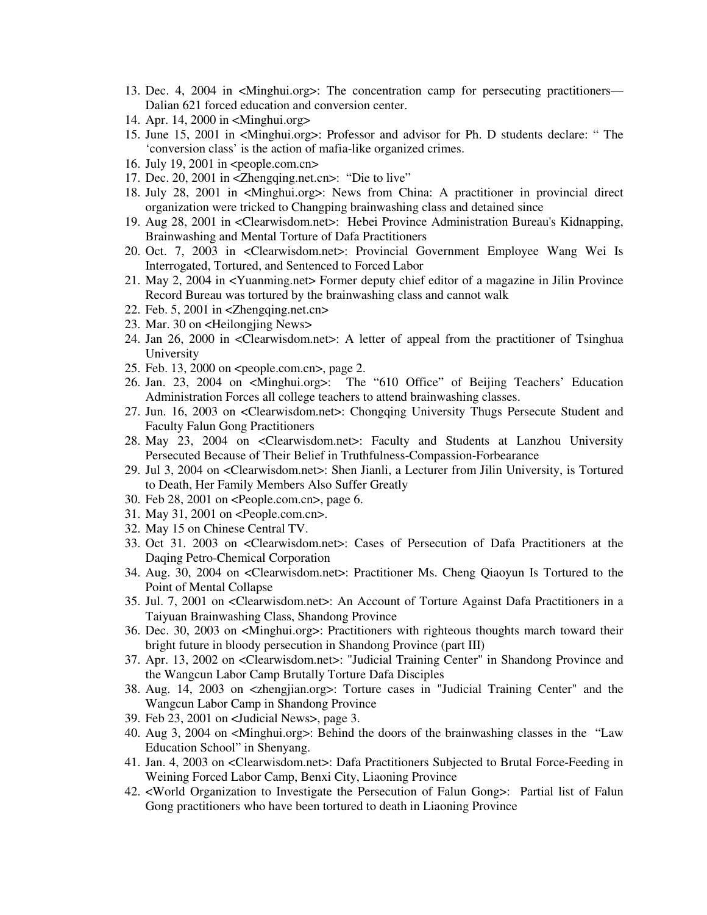13. Dec. 4, 2004 in <Minghui.org>: The concentration camp for persecuting practitioners—Dalian 621 forced education and conversion center.
14. Apr. 14, 2000 in <Minghui.org>
15. June 15, 2001 in <Minghui.org>: Professor and advisor for Ph. D students declare: " The 'conversion class' is the action of mafia-like organized crimes.
16. July 19, 2001 in <people.com.cn>
17. Dec. 20, 2001 in <Zhengqing.net.cn>: "Die to live"
18. July 28, 2001 in <Minghui.org>: News from China: A practitioner in provincial direct organization were tricked to Changping brainwashing class and detained since
19. Aug 28, 2001 in <Clearwisdom.net>: Hebei Province Administration Bureau's Kidnapping, Brainwashing and Mental Torture of Dafa Practitioners
20. Oct. 7, 2003 in <Clearwisdom.net>: Provincial Government Employee Wang Wei Is Interrogated, Tortured, and Sentenced to Forced Labor
21. May 2, 2004 in <Yuanming.net> Former deputy chief editor of a magazine in Jilin Province Record Bureau was tortured by the brainwashing class and cannot walk
22. Feb. 5, 2001 in <Zhengqing.net.cn>
23. Mar. 30 on <Heilongjing News>
24. Jan 26, 2000 in <Clearwisdom.net>: A letter of appeal from the practitioner of Tsinghua University
25. Feb. 13, 2000 on <people.com.cn>, page 2.
26. Jan. 23, 2004 on <Minghui.org>: The "610 Office" of Beijing Teachers' Education Administration Forces all college teachers to attend brainwashing classes.
27. Jun. 16, 2003 on <Clearwisdom.net>: Chongqing University Thugs Persecute Student and Faculty Falun Gong Practitioners
28. May 23, 2004 on <Clearwisdom.net>: Faculty and Students at Lanzhou University Persecuted Because of Their Belief in Truthfulness-Compassion-Forbearance
29. Jul 3, 2004 on <Clearwisdom.net>: Shen Jianli, a Lecturer from Jilin University, is Tortured to Death, Her Family Members Also Suffer Greatly
30. Feb 28, 2001 on <People.com.cn>, page 6.
31. May 31, 2001 on <People.com.cn>.
32. May 15 on Chinese Central TV.
33. Oct 31. 2003 on <Clearwisdom.net>: Cases of Persecution of Dafa Practitioners at the Daqing Petro-Chemical Corporation
34. Aug. 30, 2004 on <Clearwisdom.net>: Practitioner Ms. Cheng Qiaoyun Is Tortured to the Point of Mental Collapse
35. Jul. 7, 2001 on <Clearwisdom.net>: An Account of Torture Against Dafa Practitioners in a Taiyuan Brainwashing Class, Shandong Province
36. Dec. 30, 2003 on <Minghui.org>: Practitioners with righteous thoughts march toward their bright future in bloody persecution in Shandong Province (part III)
37. Apr. 13, 2002 on <Clearwisdom.net>: "Judicial Training Center" in Shandong Province and the Wangcun Labor Camp Brutally Torture Dafa Disciples
38. Aug. 14, 2003 on <zhengjian.org>: Torture cases in "Judicial Training Center" and the Wangcun Labor Camp in Shandong Province
39. Feb 23, 2001 on <Judicial News>, page 3.
40. Aug 3, 2004 on <Minghui.org>: Behind the doors of the brainwashing classes in the "Law Education School" in Shenyang.
41. Jan. 4, 2003 on <Clearwisdom.net>: Dafa Practitioners Subjected to Brutal Force-Feeding in Weining Forced Labor Camp, Benxi City, Liaoning Province
42. <World Organization to Investigate the Persecution of Falun Gong>: Partial list of Falun Gong practitioners who have been tortured to death in Liaoning Province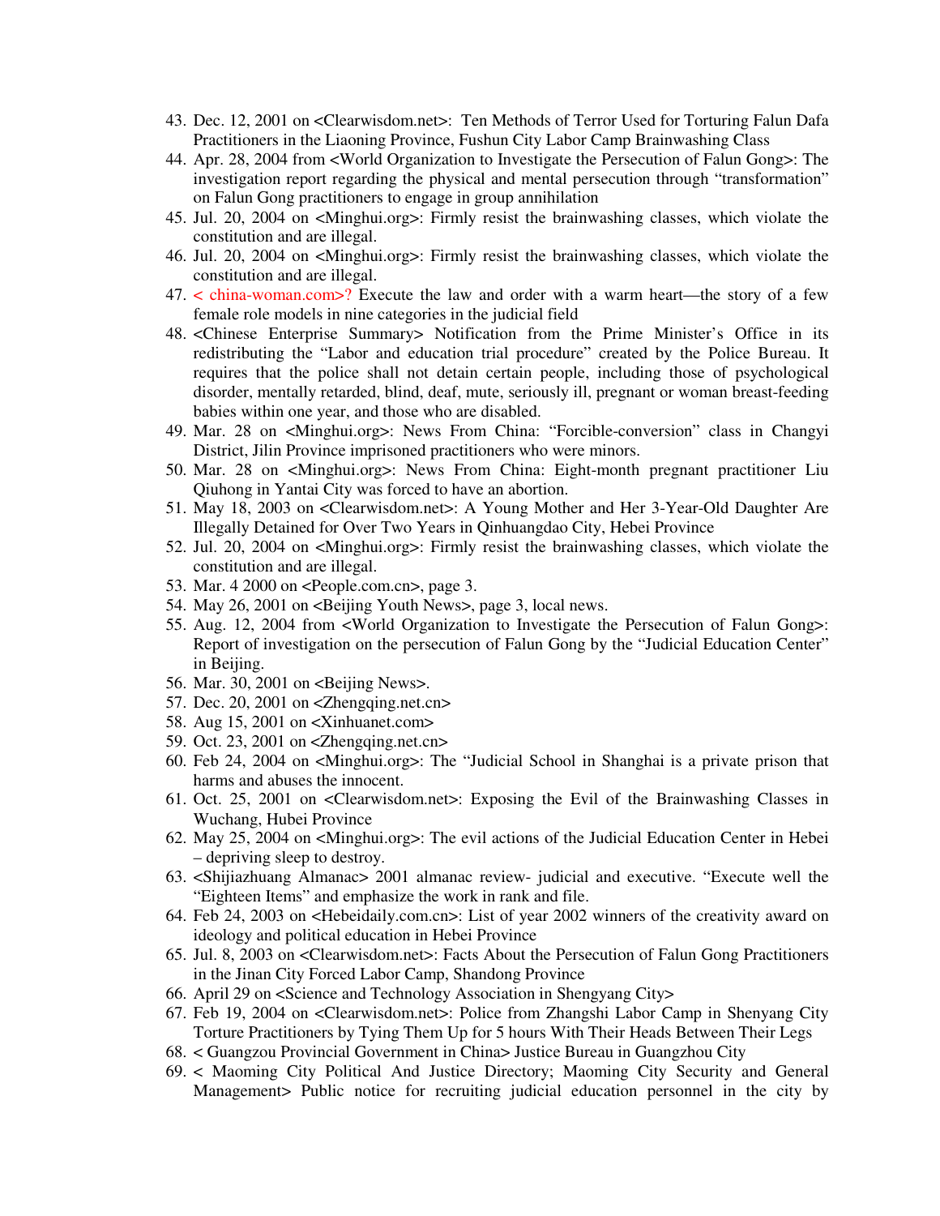43. Dec. 12, 2001 on <Clearwisdom.net>: Ten Methods of Terror Used for Torturing Falun Dafa Practitioners in the Liaoning Province, Fushun City Labor Camp Brainwashing Class
44. Apr. 28, 2004 from <World Organization to Investigate the Persecution of Falun Gong>: The investigation report regarding the physical and mental persecution through "transformation" on Falun Gong practitioners to engage in group annihilation
45. Jul. 20, 2004 on <Minghui.org>: Firmly resist the brainwashing classes, which violate the constitution and are illegal.
46. Jul. 20, 2004 on <Minghui.org>: Firmly resist the brainwashing classes, which violate the constitution and are illegal.
47. < china-woman.com>? Execute the law and order with a warm heart—the story of a few female role models in nine categories in the judicial field
48. <Chinese Enterprise Summary> Notification from the Prime Minister's Office in its redistributing the "Labor and education trial procedure" created by the Police Bureau. It requires that the police shall not detain certain people, including those of psychological disorder, mentally retarded, blind, deaf, mute, seriously ill, pregnant or woman breast-feeding babies within one year, and those who are disabled.
49. Mar. 28 on <Minghui.org>: News From China: "Forcible-conversion" class in Changyi District, Jilin Province imprisoned practitioners who were minors.
50. Mar. 28 on <Minghui.org>: News From China: Eight-month pregnant practitioner Liu Qiuhong in Yantai City was forced to have an abortion.
51. May 18, 2003 on <Clearwisdom.net>: A Young Mother and Her 3-Year-Old Daughter Are Illegally Detained for Over Two Years in Qinhuangdao City, Hebei Province
52. Jul. 20, 2004 on <Minghui.org>: Firmly resist the brainwashing classes, which violate the constitution and are illegal.
53. Mar. 4 2000 on <People.com.cn>, page 3.
54. May 26, 2001 on <Beijing Youth News>, page 3, local news.
55. Aug. 12, 2004 from <World Organization to Investigate the Persecution of Falun Gong>: Report of investigation on the persecution of Falun Gong by the "Judicial Education Center" in Beijing.
56. Mar. 30, 2001 on <Beijing News>.
57. Dec. 20, 2001 on <Zhengqing.net.cn>
58. Aug 15, 2001 on <Xinhuanet.com>
59. Oct. 23, 2001 on <Zhengqing.net.cn>
60. Feb 24, 2004 on <Minghui.org>: The "Judicial School in Shanghai is a private prison that harms and abuses the innocent.
61. Oct. 25, 2001 on <Clearwisdom.net>: Exposing the Evil of the Brainwashing Classes in Wuchang, Hubei Province
62. May 25, 2004 on <Minghui.org>: The evil actions of the Judicial Education Center in Hebei – depriving sleep to destroy.
63. <Shijiazhuang Almanac> 2001 almanac review- judicial and executive. "Execute well the "Eighteen Items" and emphasize the work in rank and file.
64. Feb 24, 2003 on <Hebeidaily.com.cn>: List of year 2002 winners of the creativity award on ideology and political education in Hebei Province
65. Jul. 8, 2003 on <Clearwisdom.net>: Facts About the Persecution of Falun Gong Practitioners in the Jinan City Forced Labor Camp, Shandong Province
66. April 29 on <Science and Technology Association in Shengyang City>
67. Feb 19, 2004 on <Clearwisdom.net>: Police from Zhangshi Labor Camp in Shenyang City Torture Practitioners by Tying Them Up for 5 hours With Their Heads Between Their Legs
68. < Guangzou Provincial Government in China> Justice Bureau in Guangzhou City
69. < Maoming City Political And Justice Directory; Maoming City Security and General Management> Public notice for recruiting judicial education personnel in the city by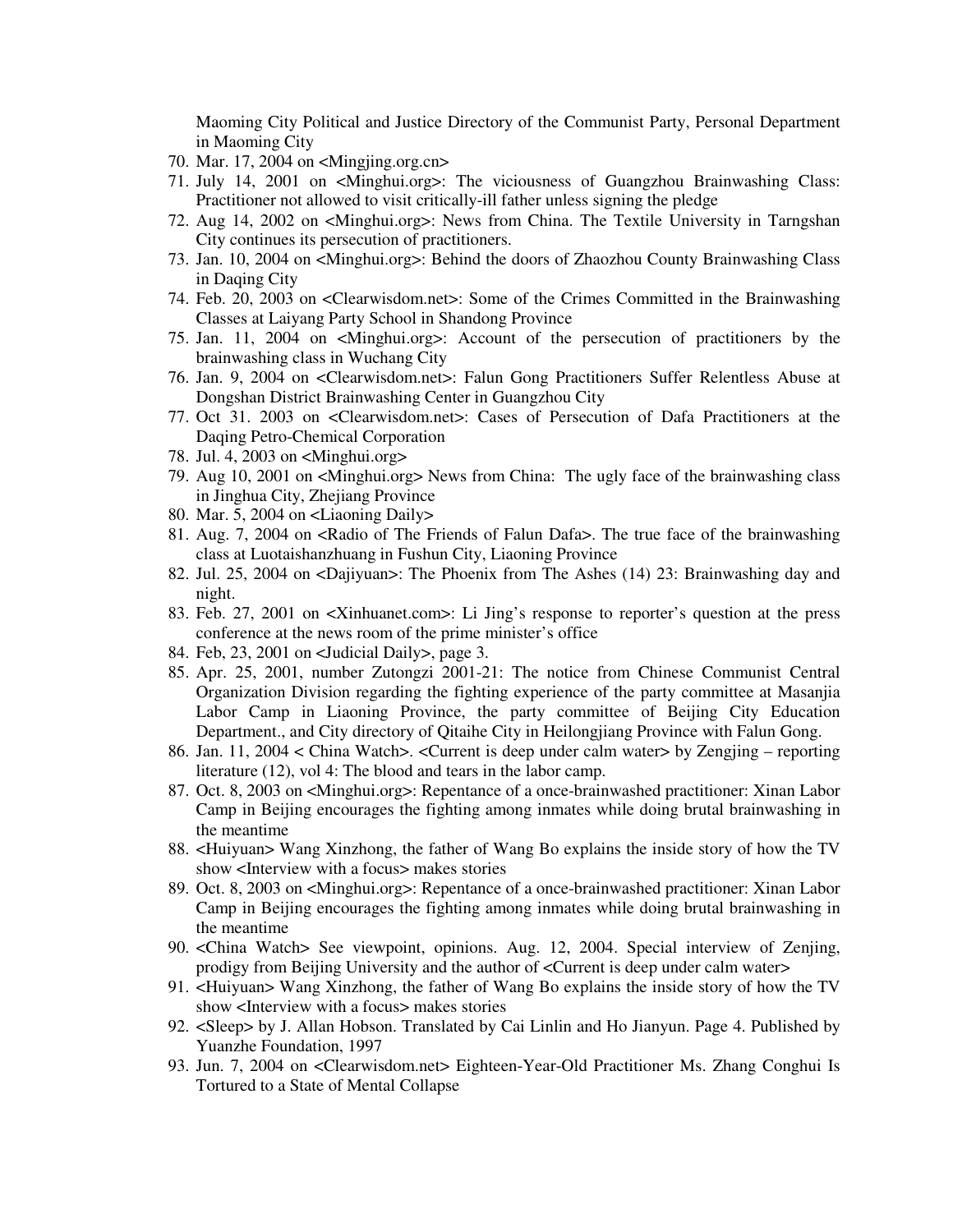Maoming City Political and Justice Directory of the Communist Party, Personal Department in Maoming City

70. Mar. 17, 2004 on <Mingjing.org.cn>
71. July 14, 2001 on <Minghui.org>: The viciousness of Guangzhou Brainwashing Class: Practitioner not allowed to visit critically-ill father unless signing the pledge
72. Aug 14, 2002 on <Minghui.org>: News from China. The Textile University in Tarngshan City continues its persecution of practitioners.
73. Jan. 10, 2004 on <Minghui.org>: Behind the doors of Zhaozhou County Brainwashing Class in Daqing City
74. Feb. 20, 2003 on <Clearwisdom.net>: Some of the Crimes Committed in the Brainwashing Classes at Laiyang Party School in Shandong Province
75. Jan. 11, 2004 on <Minghui.org>: Account of the persecution of practitioners by the brainwashing class in Wuchang City
76. Jan. 9, 2004 on <Clearwisdom.net>: Falun Gong Practitioners Suffer Relentless Abuse at Dongshan District Brainwashing Center in Guangzhou City
77. Oct 31. 2003 on <Clearwisdom.net>: Cases of Persecution of Dafa Practitioners at the Daqing Petro-Chemical Corporation
78. Jul. 4, 2003 on <Minghui.org>
79. Aug 10, 2001 on <Minghui.org> News from China: The ugly face of the brainwashing class in Jinghua City, Zhejiang Province
80. Mar. 5, 2004 on <Liaoning Daily>
81. Aug. 7, 2004 on <Radio of The Friends of Falun Dafa>. The true face of the brainwashing class at Luotaishanzhuang in Fushun City, Liaoning Province
82. Jul. 25, 2004 on <Dajiyuan>: The Phoenix from The Ashes (14) 23: Brainwashing day and night.
83. Feb. 27, 2001 on <Xinhuanet.com>: Li Jing's response to reporter's question at the press conference at the news room of the prime minister's office
84. Feb, 23, 2001 on <Judicial Daily>, page 3.
85. Apr. 25, 2001, number Zutongzi 2001-21: The notice from Chinese Communist Central Organization Division regarding the fighting experience of the party committee at Masanjia Labor Camp in Liaoning Province, the party committee of Beijing City Education Department., and City directory of Qitaihe City in Heilongjiang Province with Falun Gong.
86. Jan. 11, 2004 < China Watch>. <Current is deep under calm water> by Zengjing – reporting literature (12), vol 4: The blood and tears in the labor camp.
87. Oct. 8, 2003 on <Minghui.org>: Repentance of a once-brainwashed practitioner: Xinan Labor Camp in Beijing encourages the fighting among inmates while doing brutal brainwashing in the meantime
88. <Huiyuan> Wang Xinzhong, the father of Wang Bo explains the inside story of how the TV show <Interview with a focus> makes stories
89. Oct. 8, 2003 on <Minghui.org>: Repentance of a once-brainwashed practitioner: Xinan Labor Camp in Beijing encourages the fighting among inmates while doing brutal brainwashing in the meantime
90. <China Watch> See viewpoint, opinions. Aug. 12, 2004. Special interview of Zenjing, prodigy from Beijing University and the author of <Current is deep under calm water>
91. <Huiyuan> Wang Xinzhong, the father of Wang Bo explains the inside story of how the TV show <Interview with a focus> makes stories
92. <Sleep> by J. Allan Hobson. Translated by Cai Linlin and Ho Jianyun. Page 4. Published by Yuanzhe Foundation, 1997
93. Jun. 7, 2004 on <Clearwisdom.net> Eighteen-Year-Old Practitioner Ms. Zhang Conghui Is Tortured to a State of Mental Collapse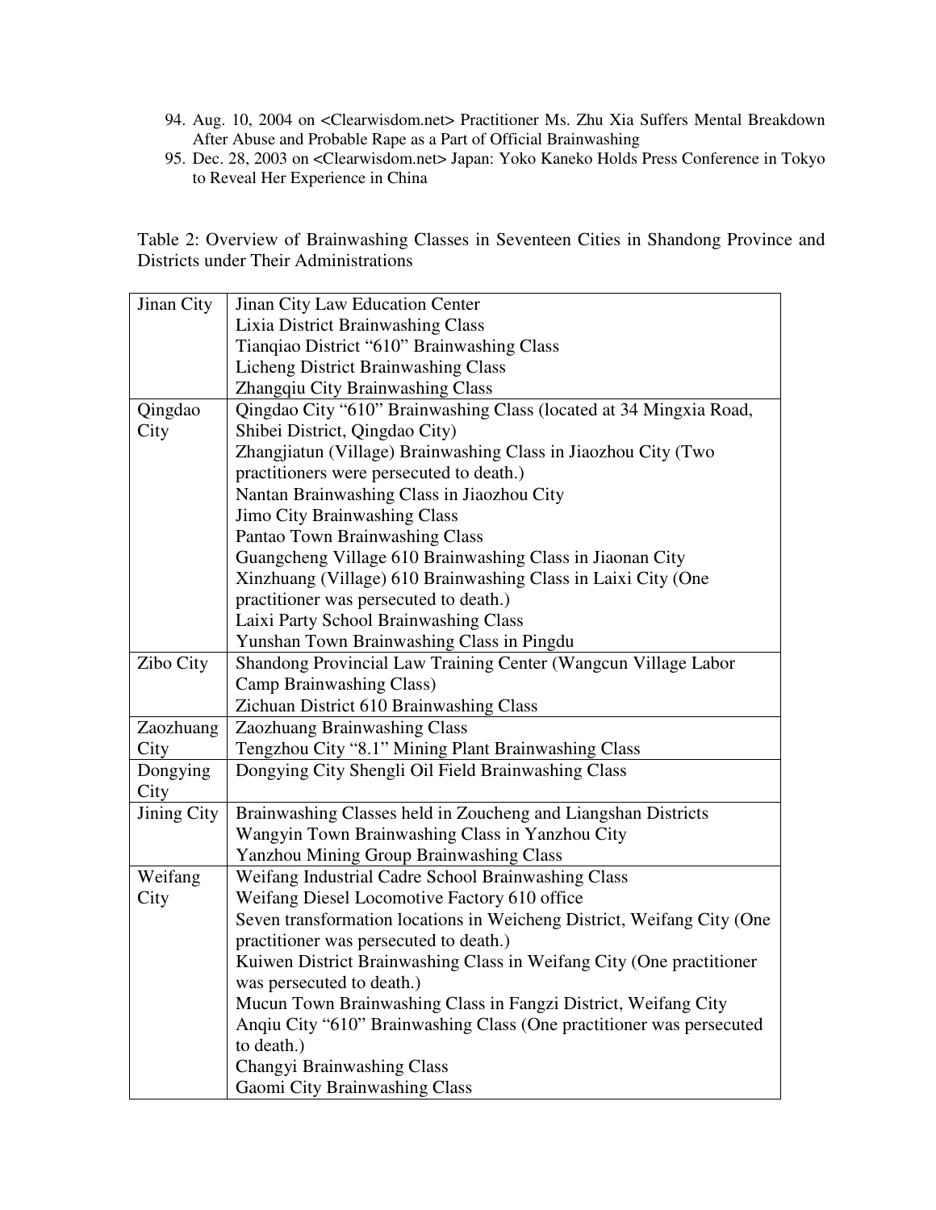94. Aug. 10, 2004 on <Clearwisdom.net> Practitioner Ms. Zhu Xia Suffers Mental Breakdown After Abuse and Probable Rape as a Part of Official Brainwashing
95. Dec. 28, 2003 on <Clearwisdom.net> Japan: Yoko Kaneko Holds Press Conference in Tokyo to Reveal Her Experience in China

Table 2: Overview of Brainwashing Classes in Seventeen Cities in Shandong Province and Districts under Their Administrations

| City | Brainwashing Classes |
|---|---|
| Jinan City | Jinan City Law Education Center<br>Lixia District Brainwashing Class<br>Tianqiao District "610" Brainwashing Class<br>Licheng District Brainwashing Class<br>Zhangqiu City Brainwashing Class |
| Qingdao City | Qingdao City "610" Brainwashing Class (located at 34 Mingxia Road, Shibei District, Qingdao City)<br>Zhangjiatun (Village) Brainwashing Class in Jiaozhou City (Two practitioners were persecuted to death.)<br>Nantan Brainwashing Class in Jiaozhou City<br>Jimo City Brainwashing Class<br>Pantao Town Brainwashing Class<br>Guangcheng Village 610 Brainwashing Class in Jiaonan City<br>Xinzhuang (Village) 610 Brainwashing Class in Laixi City (One practitioner was persecuted to death.)<br>Laixi Party School Brainwashing Class<br>Yunshan Town Brainwashing Class in Pingdu |
| Zibo City | Shandong Provincial Law Training Center (Wangcun Village Labor Camp Brainwashing Class)<br>Zichuan District 610 Brainwashing Class |
| Zaozhuang City | Zaozhuang Brainwashing Class<br>Tengzhou City "8.1" Mining Plant Brainwashing Class |
| Dongying City | Dongying City Shengli Oil Field Brainwashing Class |
| Jining City | Brainwashing Classes held in Zoucheng and Liangshan Districts<br>Wangyin Town Brainwashing Class in Yanzhou City<br>Yanzhou Mining Group Brainwashing Class |
| Weifang City | Weifang Industrial Cadre School Brainwashing Class<br>Weifang Diesel Locomotive Factory 610 office<br>Seven transformation locations in Weicheng District, Weifang City (One practitioner was persecuted to death.)<br>Kuiwen District Brainwashing Class in Weifang City (One practitioner was persecuted to death.)<br>Mucun Town Brainwashing Class in Fangzi District, Weifang City<br>Anqiu City "610" Brainwashing Class (One practitioner was persecuted to death.)<br>Changyi Brainwashing Class<br>Gaomi City Brainwashing Class |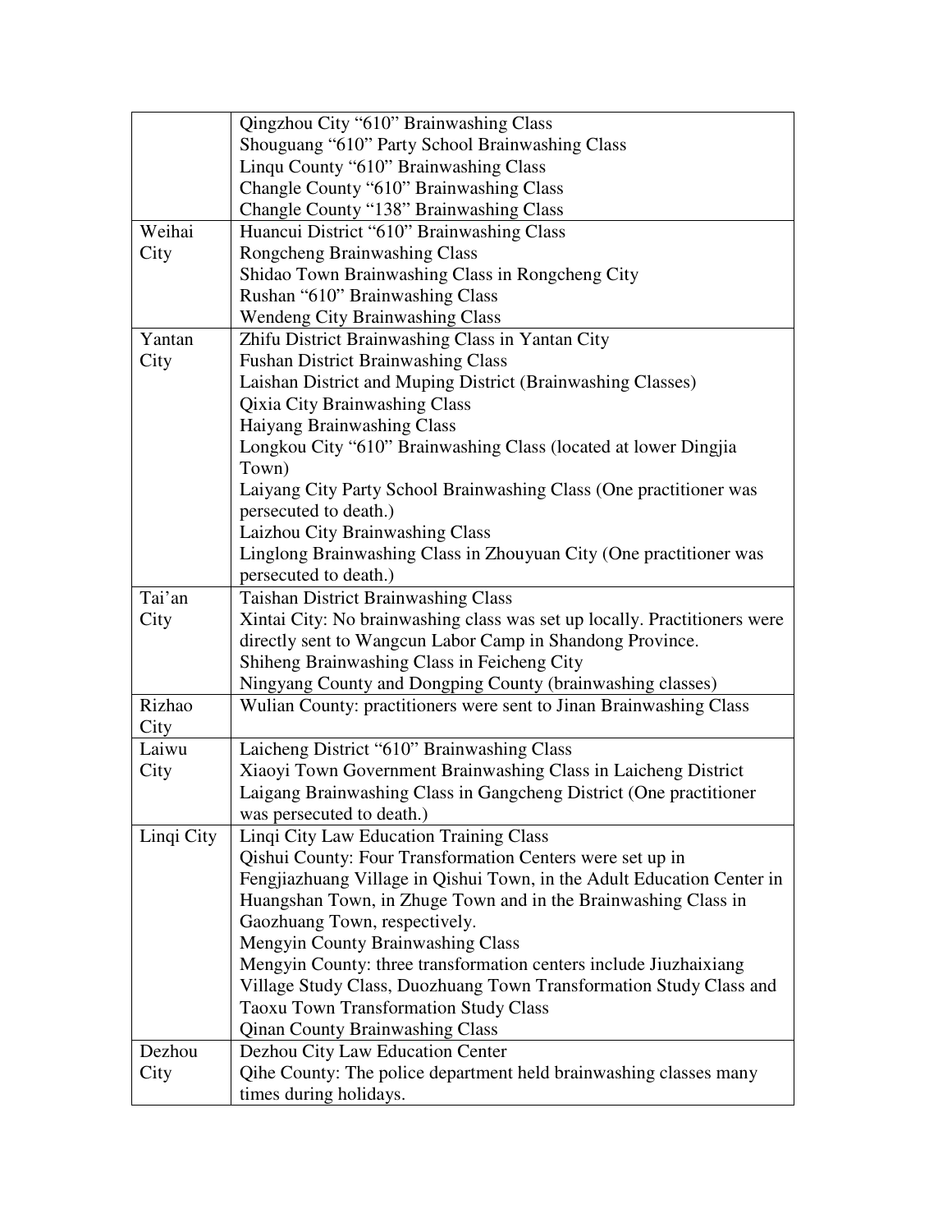| | |
|---|---|
| | Qingzhou City “610” Brainwashing Class<br>Shouguang “610” Party School Brainwashing Class<br>Linqu County “610” Brainwashing Class<br>Changle County “610” Brainwashing Class<br>Changle County “138” Brainwashing Class |
| Weihai City | Huancui District “610” Brainwashing Class<br>Rongcheng Brainwashing Class<br>Shidao Town Brainwashing Class in Rongcheng City<br>Rushan “610” Brainwashing Class<br>Wendeng City Brainwashing Class |
| Yantan City | Zhifu District Brainwashing Class in Yantan City<br>Fushan District Brainwashing Class<br>Laishan District and Muping District (Brainwashing Classes)<br>Qixia City Brainwashing Class<br>Haiyang Brainwashing Class<br>Longkou City “610” Brainwashing Class (located at lower Dingjia Town)<br>Laiyang City Party School Brainwashing Class (One practitioner was persecuted to death.)<br>Laizhou City Brainwashing Class<br>Linglong Brainwashing Class in Zhouyuan City (One practitioner was persecuted to death.) |
| Tai’an City | Taishan District Brainwashing Class<br>Xintai City: No brainwashing class was set up locally. Practitioners were directly sent to Wangcun Labor Camp in Shandong Province.<br>Shiheng Brainwashing Class in Feicheng City<br>Ningyang County and Dongping County (brainwashing classes) |
| Rizhao City | Wulian County: practitioners were sent to Jinan Brainwashing Class |
| Laiwu City | Laicheng District “610” Brainwashing Class<br>Xiaoyi Town Government Brainwashing Class in Laicheng District<br>Laigang Brainwashing Class in Gangcheng District (One practitioner was persecuted to death.) |
| Linqi City | Linqi City Law Education Training Class<br>Qishui County: Four Transformation Centers were set up in Fengjiazhuang Village in Qishui Town, in the Adult Education Center in Huangshan Town, in Zhuge Town and in the Brainwashing Class in Gaozhuang Town, respectively.<br>Mengyin County Brainwashing Class<br>Mengyin County: three transformation centers include Jiuzhaixiang Village Study Class, Duozhuang Town Transformation Study Class and Taoxu Town Transformation Study Class<br>Qinan County Brainwashing Class |
| Dezhou City | Dezhou City Law Education Center<br>Qihe County: The police department held brainwashing classes many times during holidays. |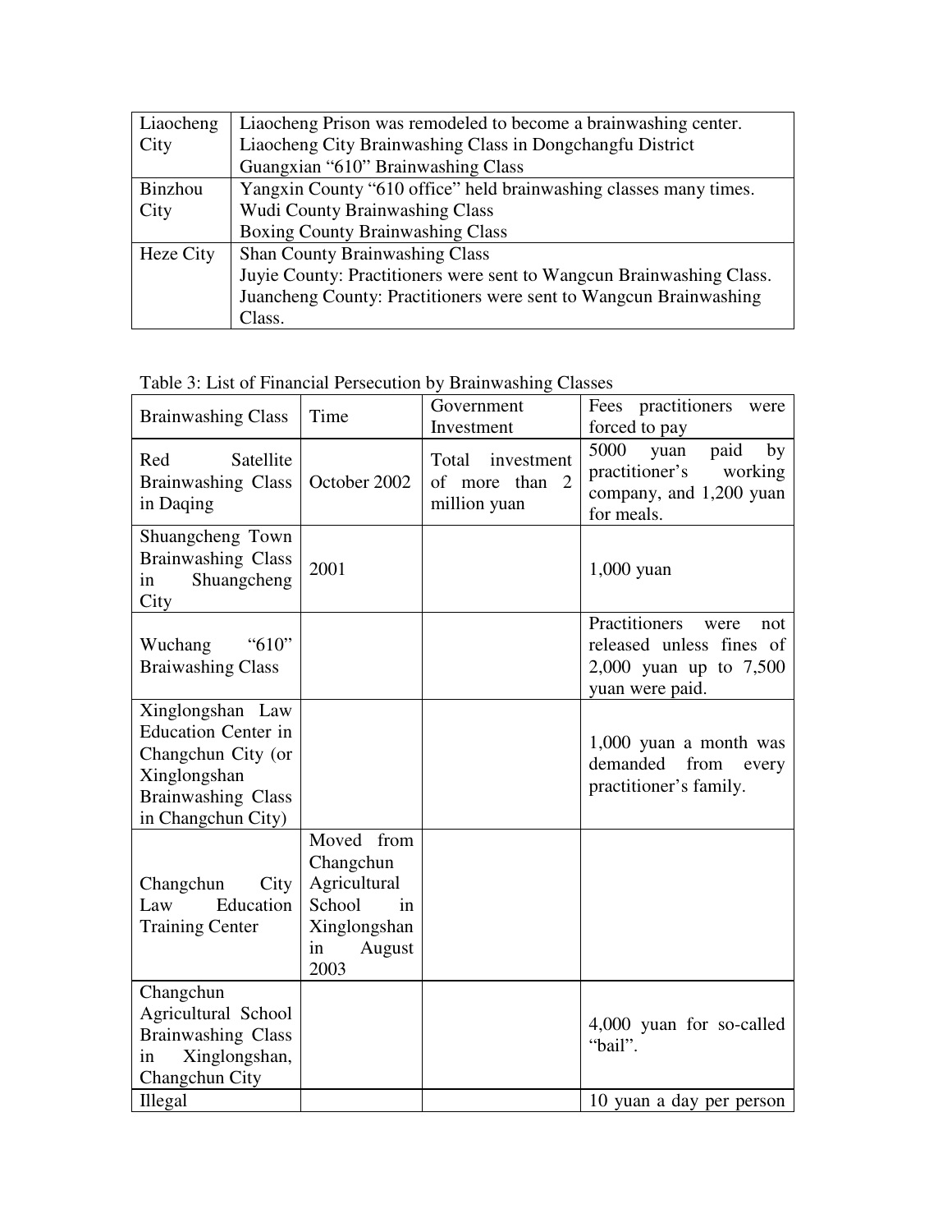| | |
|---|---|
| Liaocheng City | Liaocheng Prison was remodeled to become a brainwashing center.<br>Liaocheng City Brainwashing Class in Dongchangfu District<br>Guangxian "610" Brainwashing Class |
| Binzhou City | Yangxin County "610 office" held brainwashing classes many times.<br>Wudi County Brainwashing Class<br>Boxing County Brainwashing Class |
| Heze City | Shan County Brainwashing Class<br>Juyie County: Practitioners were sent to Wangcun Brainwashing Class.<br>Juancheng County: Practitioners were sent to Wangcun Brainwashing Class. |

Table 3: List of Financial Persecution by Brainwashing Classes

| Brainwashing Class | Time | Government Investment | Fees practitioners were forced to pay |
|---|---|---|---|
| Red Satellite Brainwashing Class in Daqing | October 2002 | Total investment of more than 2 million yuan | 5000 yuan paid by practitioner's working company, and 1,200 yuan for meals. |
| Shuangcheng Town Brainwashing Class in Shuangcheng City | 2001 | | 1,000 yuan |
| Wuchang "610" Braiwashing Class | | | Practitioners were not released unless fines of 2,000 yuan up to 7,500 yuan were paid. |
| Xinglongshan Law Education Center in Changchun City (or Xinglongshan Brainwashing Class in Changchun City) | | | 1,000 yuan a month was demanded from every practitioner's family. |
| Changchun City Law Education Training Center | Moved from Changchun Agricultural School in Xinglongshan in August 2003 | | |
| Changchun Agricultural School Brainwashing Class in Xinglongshan, Changchun City | | | 4,000 yuan for so-called "bail". |
| Illegal | | | 10 yuan a day per person |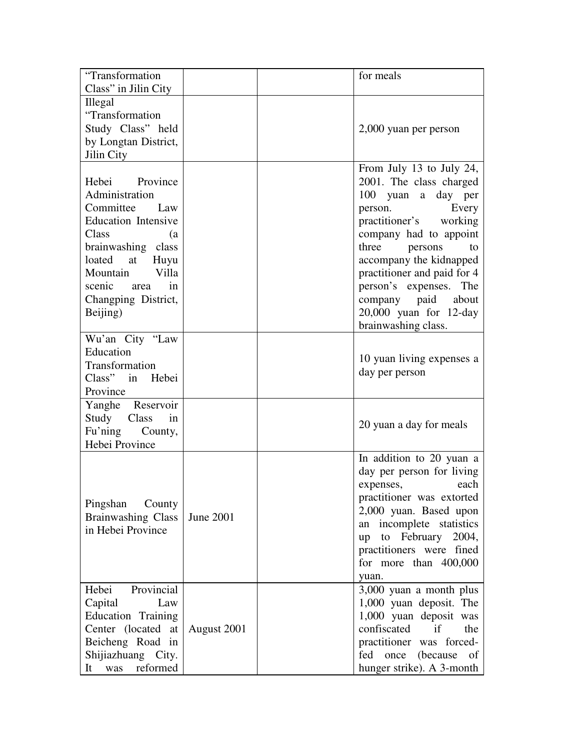| | | | |
|---|---|---|---|
| "Transformation Class" in Jilin City | | | for meals |
| Illegal "Transformation Study Class" held by Longtan District, Jilin City | | | 2,000 yuan per person |
| Hebei Province Administration Committee Law Education Intensive Class (a brainwashing class loated at Huyu Mountain Villa scenic area in Changping District, Beijing) | | | From July 13 to July 24, 2001. The class charged 100 yuan a day per person. Every practitioner's working company had to appoint three persons to accompany the kidnapped practitioner and paid for 4 person's expenses. The company paid about 20,000 yuan for 12-day brainwashing class. |
| Wu'an City "Law Education Transformation Class" in Hebei Province | | | 10 yuan living expenses a day per person |
| Yanghe Reservoir Study Class in Fu'ning County, Hebei Province | | | 20 yuan a day for meals |
| Pingshan County Brainwashing Class in Hebei Province | June 2001 | | In addition to 20 yuan a day per person for living expenses, each practitioner was extorted 2,000 yuan. Based upon an incomplete statistics up to February 2004, practitioners were fined for more than 400,000 yuan. |
| Hebei Provincial Capital Law Education Training Center (located at Beicheng Road in Shijiazhuang City. It was reformed | August 2001 | | 3,000 yuan a month plus 1,000 yuan deposit. The 1,000 yuan deposit was confiscated if the practitioner was forced-fed once (because of hunger strike). A 3-month |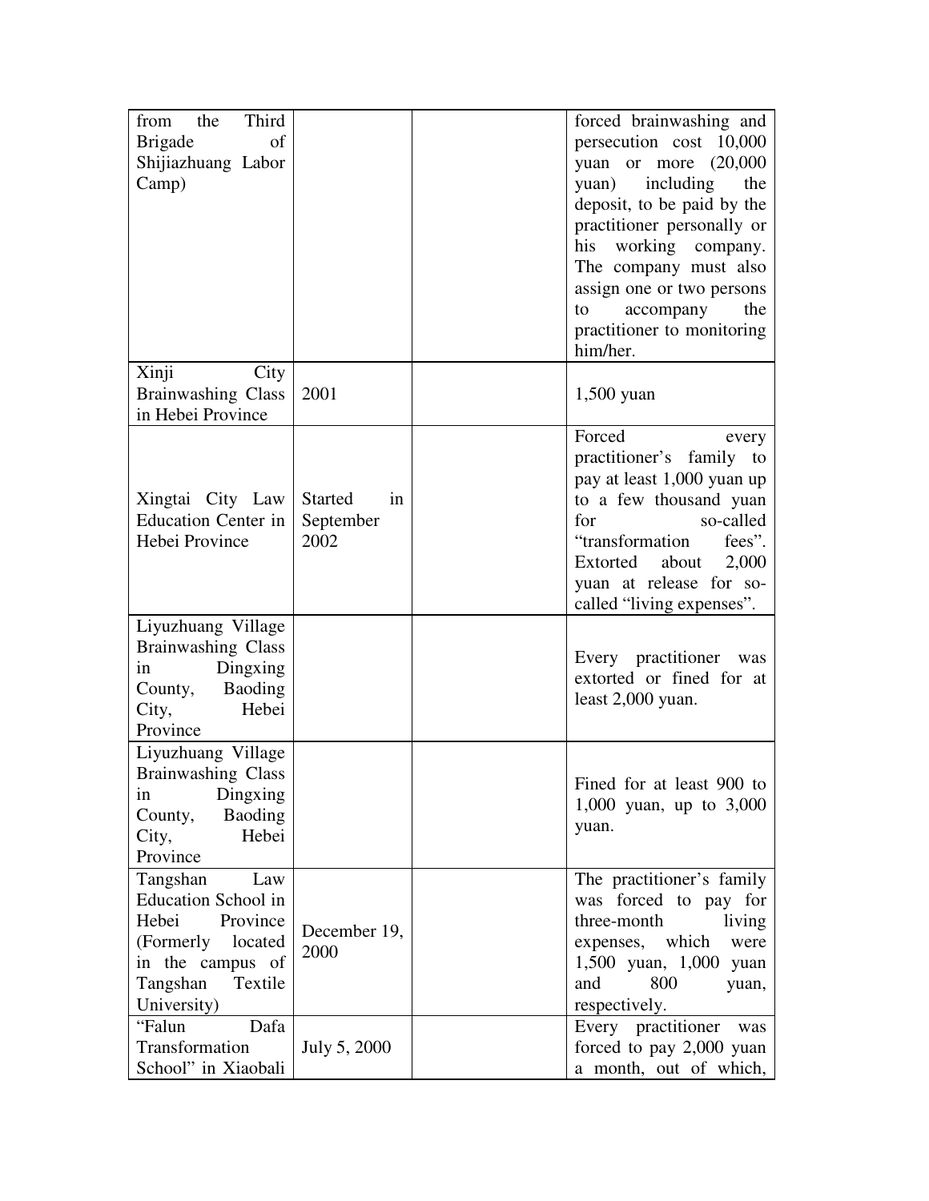| | | | |
|---|---|---|---|
| from the Third Brigade of Shijiazhuang Labor Camp) | | | forced brainwashing and persecution cost 10,000 yuan or more (20,000 yuan) including the deposit, to be paid by the practitioner personally or his working company. The company must also assign one or two persons to accompany the practitioner to monitoring him/her. |
| Xinji City Brainwashing Class in Hebei Province | 2001 | | 1,500 yuan |
| Xingtai City Law Education Center in Hebei Province | Started in September 2002 | | Forced every practitioner's family to pay at least 1,000 yuan up to a few thousand yuan for so-called "transformation fees". Extorted about 2,000 yuan at release for so-called "living expenses". |
| Liyuzhuang Village Brainwashing Class in Dingxing County, Baoding City, Hebei Province | | | Every practitioner was extorted or fined for at least 2,000 yuan. |
| Liyuzhuang Village Brainwashing Class in Dingxing County, Baoding City, Hebei Province | | | Fined for at least 900 to 1,000 yuan, up to 3,000 yuan. |
| Tangshan Law Education School in Hebei Province (Formerly located in the campus of Tangshan Textile University) | December 19, 2000 | | The practitioner's family was forced to pay for three-month living expenses, which were 1,500 yuan, 1,000 yuan and 800 yuan, respectively. |
| "Falun Dafa Transformation School" in Xiaobali | July 5, 2000 | | Every practitioner was forced to pay 2,000 yuan a month, out of which, |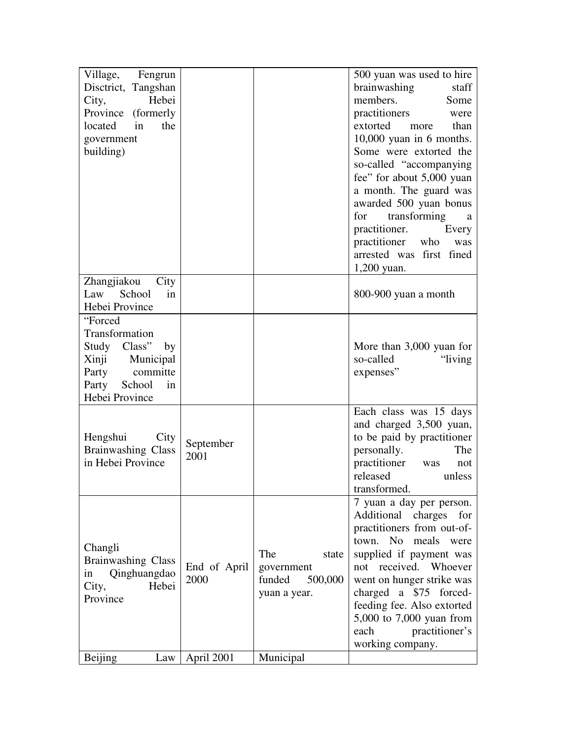| | | | |
|---|---|---|---|
| Village, Fengrun Disctrict, Tangshan City, Hebei Province (formerly located in the government building) | | | 500 yuan was used to hire brainwashing staff members. Some practitioners were extorted more than 10,000 yuan in 6 months. Some were extorted the so-called "accompanying fee" for about 5,000 yuan a month. The guard was awarded 500 yuan bonus for transforming a practitioner. Every practitioner who was arrested was first fined 1,200 yuan. |
| Zhangjiakou City Law School in Hebei Province | | | 800-900 yuan a month |
| "Forced Transformation Study Class" by Xinji Municipal Party committe Party School in Hebei Province | | | More than 3,000 yuan for so-called "living expenses" |
| Hengshui City Brainwashing Class in Hebei Province | September 2001 | | Each class was 15 days and charged 3,500 yuan, to be paid by practitioner personally. The practitioner was not released unless transformed. |
| Changli Brainwashing Class in Qinghuangdao City, Hebei Province | End of April 2000 | The state government funded 500,000 yuan a year. | 7 yuan a day per person. Additional charges for practitioners from out-of-town. No meals were supplied if payment was not received. Whoever went on hunger strike was charged a $75 forced-feeding fee. Also extorted 5,000 to 7,000 yuan from each practitioner's working company. |
| Beijing Law | April 2001 | Municipal | |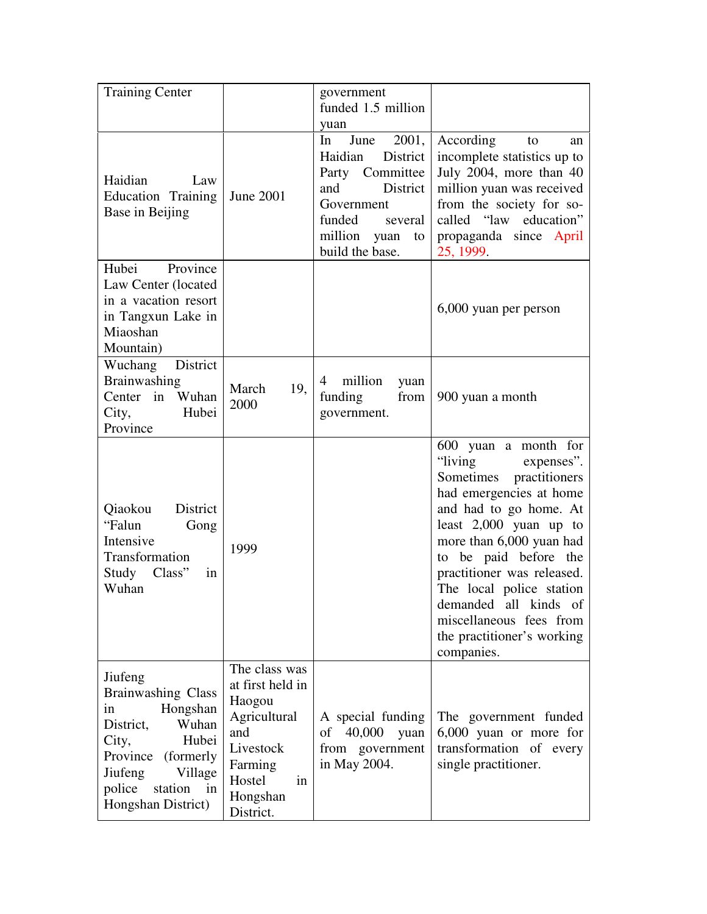| | | | |
|---|---|---|---|
| Training Center | | government funded 1.5 million yuan | |
| Haidian Law Education Training Base in Beijing | June 2001 | In June 2001, Haidian District Party Committee and District Government funded several million yuan to build the base. | According to an incomplete statistics up to July 2004, more than 40 million yuan was received from the society for so-called “law education” propaganda since April 25, 1999. |
| Hubei Province Law Center (located in a vacation resort in Tangxun Lake in Miaoshan Mountain) | | | 6,000 yuan per person |
| Wuchang District Brainwashing Center in Wuhan City, Hubei Province | March 19, 2000 | 4 million yuan funding from government. | 900 yuan a month |
| Qiaokou District “Falun Gong Intensive Transformation Study Class” in Wuhan | 1999 | | 600 yuan a month for “living expenses”. Sometimes practitioners had emergencies at home and had to go home. At least 2,000 yuan up to more than 6,000 yuan had to be paid before the practitioner was released. The local police station demanded all kinds of miscellaneous fees from the practitioner’s working companies. |
| Jiufeng Brainwashing Class in Hongshan District, Wuhan City, Hubei Province (formerly Jiufeng Village police station in Hongshan District) | The class was at first held in Haogou Agricultural and Livestock Farming Hostel in Hongshan District. | A special funding of 40,000 yuan from government in May 2004. | The government funded 6,000 yuan or more for transformation of every single practitioner. |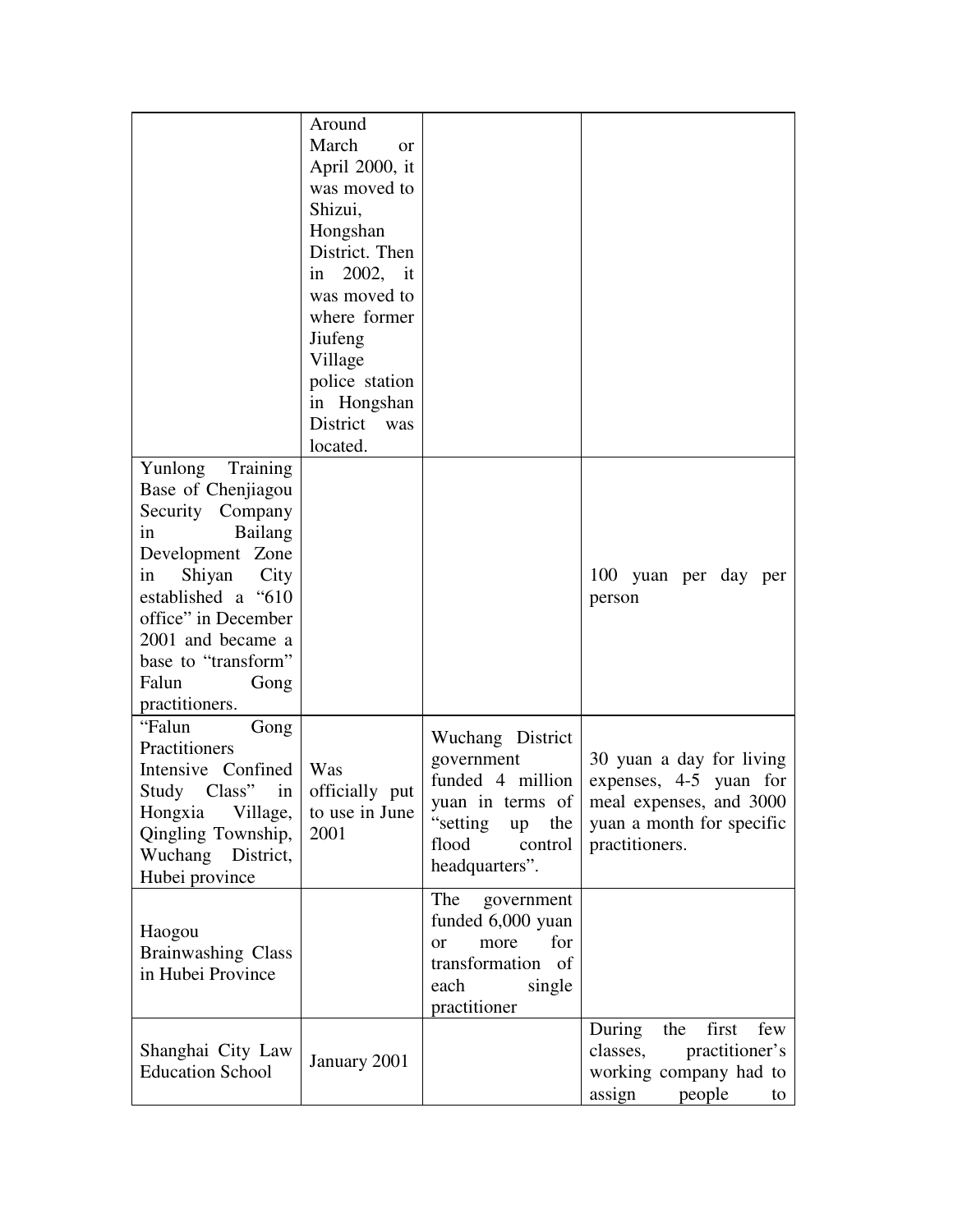| | | | |
|---|---|---|---|
| | Around March or April 2000, it was moved to Shizui, Hongshan District. Then in 2002, it was moved to where former Jiufeng Village police station in Hongshan District was located. | | |
| Yunlong Training Base of Chenjiagou Security Company in Bailang Development Zone in Shiyan City established a "610 office" in December 2001 and became a base to "transform" Falun Gong practitioners. | | | 100 yuan per day per person |
| "Falun Gong Practitioners Intensive Confined Study Class" in Hongxia Village, Qingling Township, Wuchang District, Hubei province | Was officially put to use in June 2001 | Wuchang District government funded 4 million yuan in terms of "setting up the flood control headquarters". | 30 yuan a day for living expenses, 4-5 yuan for meal expenses, and 3000 yuan a month for specific practitioners. |
| Haogou Brainwashing Class in Hubei Province | | The government funded 6,000 yuan or more for transformation of each single practitioner | |
| Shanghai City Law Education School | January 2001 | | During the first few classes, practitioner's working company had to assign people to |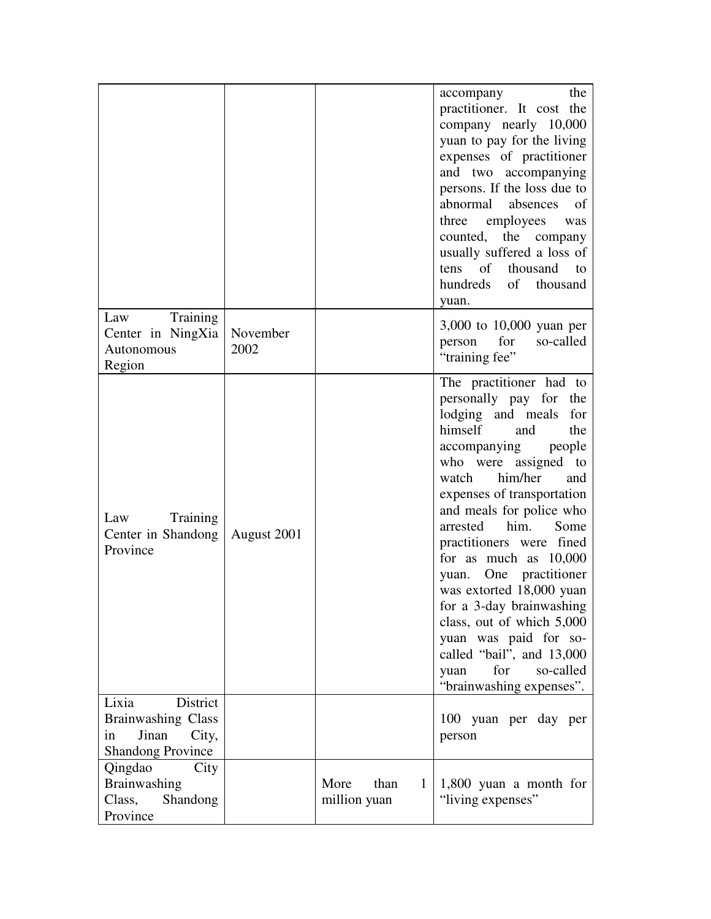| | | | |
|---|---|---|---|
| | | | accompany the practitioner. It cost the company nearly 10,000 yuan to pay for the living expenses of practitioner and two accompanying persons. If the loss due to abnormal absences of three employees was counted, the company usually suffered a loss of tens of thousand to hundreds of thousand yuan. |
| Law Training Center in NingXia Autonomous Region | November 2002 | | 3,000 to 10,000 yuan per person for so-called “training fee” |
| Law Training Center in Shandong Province | August 2001 | | The practitioner had to personally pay for the lodging and meals for himself and the accompanying people who were assigned to watch him/her and expenses of transportation and meals for police who arrested him. Some practitioners were fined for as much as 10,000 yuan. One practitioner was extorted 18,000 yuan for a 3-day brainwashing class, out of which 5,000 yuan was paid for so-called “bail”, and 13,000 yuan for so-called “brainwashing expenses”. |
| Lixia District Brainwashing Class in Jinan City, Shandong Province | | | 100 yuan per day per person |
| Qingdao City Brainwashing Class, Shandong Province | | More than 1 million yuan | 1,800 yuan a month for “living expenses” |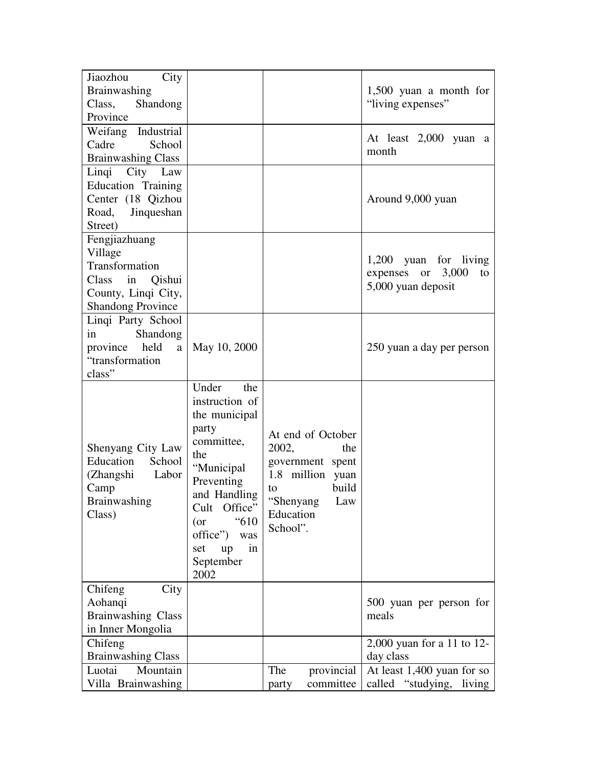| | | | |
|---|---|---|---|
| Jiaozhou City Brainwashing Class, Shandong Province | | | 1,500 yuan a month for “living expenses” |
| Weifang Industrial Cadre School Brainwashing Class | | | At least 2,000 yuan a month |
| Linqi City Law Education Training Center (18 Qizhou Road, Jinqueshan Street) | | | Around 9,000 yuan |
| Fengjiazhuang Village Transformation Class in Qishui County, Linqi City, Shandong Province | | | 1,200 yuan for living expenses or 3,000 to 5,000 yuan deposit |
| Linqi Party School in Shandong province held a “transformation class” | May 10, 2000 | | 250 yuan a day per person |
| Shenyang City Law Education School (Zhangshi Labor Camp Brainwashing Class) | Under the instruction of the municipal party committee, the “Municipal Preventing and Handling Cult Office” (or “610 office”) was set up in September 2002 | At end of October 2002, the government spent 1.8 million yuan to build “Shenyang Law Education School”. | |
| Chifeng City Aohanqi Brainwashing Class in Inner Mongolia | | | 500 yuan per person for meals |
| Chifeng Brainwashing Class | | | 2,000 yuan for a 11 to 12-day class |
| Luotai Mountain Villa Brainwashing | | The provincial party committee | At least 1,400 yuan for so called “studying, living |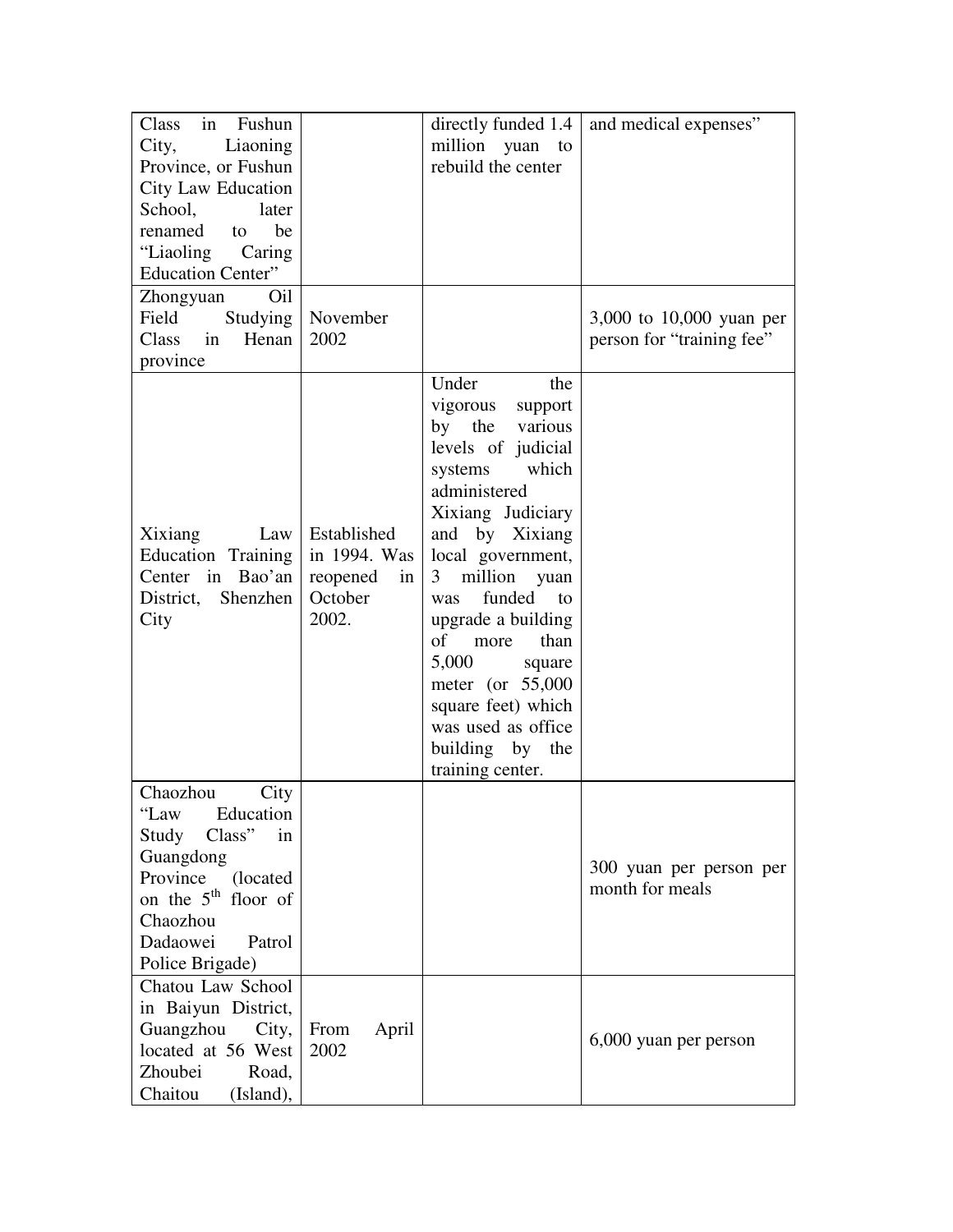| | | | |
|---|---|---|---|
| Class in Fushun City, Liaoning Province, or Fushun City Law Education School, later renamed to be "Liaoling Caring Education Center" | | directly funded 1.4 million yuan to rebuild the center | and medical expenses" |
| Zhongyuan Oil Field Studying Class in Henan province | November 2002 | | 3,000 to 10,000 yuan per person for "training fee" |
| Xixiang Law Education Training Center in Bao'an District, Shenzhen City | Established in 1994. Was reopened in October 2002. | Under the vigorous support by the various levels of judicial systems which administered Xixiang Judiciary and by Xixiang local government, 3 million yuan was funded to upgrade a building of more than 5,000 square meter (or 55,000 square feet) which was used as office building by the training center. | |
| Chaozhou City "Law Education Study Class" in Guangdong Province (located on the 5th floor of Chaozhou Dadaowei Patrol Police Brigade) | | | 300 yuan per person per month for meals |
| Chatou Law School in Baiyun District, Guangzhou City, located at 56 West Zhoubei Road, Chaitou (Island), | From April 2002 | | 6,000 yuan per person |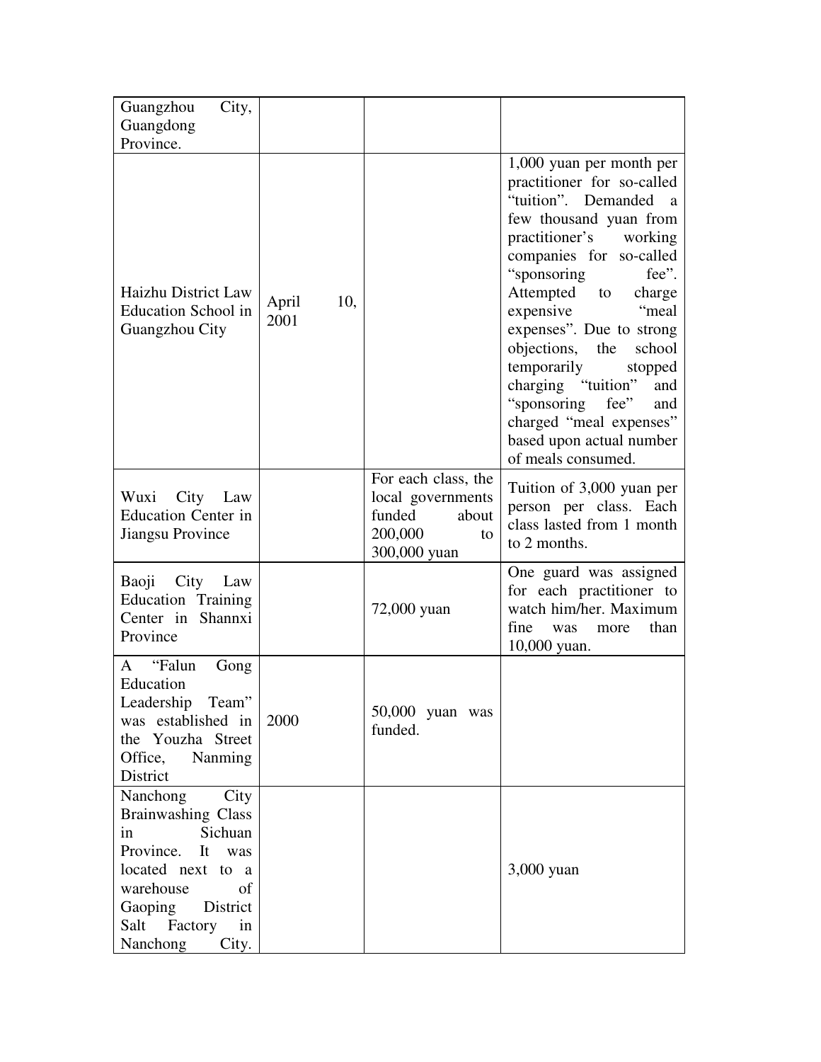| | | | |
|---|---|---|---|
| Guangzhou City, Guangdong Province. | | | |
| Haizhu District Law Education School in Guangzhou City | April 10, 2001 | | 1,000 yuan per month per practitioner for so-called "tuition". Demanded a few thousand yuan from practitioner's working companies for so-called "sponsoring fee". Attempted to charge expensive "meal expenses". Due to strong objections, the school temporarily stopped charging "tuition" and "sponsoring fee" and charged "meal expenses" based upon actual number of meals consumed. |
| Wuxi City Law Education Center in Jiangsu Province | | For each class, the local governments funded about 200,000 to 300,000 yuan | Tuition of 3,000 yuan per person per class. Each class lasted from 1 month to 2 months. |
| Baoji City Law Education Training Center in Shannxi Province | | 72,000 yuan | One guard was assigned for each practitioner to watch him/her. Maximum fine was more than 10,000 yuan. |
| A "Falun Gong Education Leadership Team" was established in the Youzha Street Office, Nanming District | 2000 | 50,000 yuan was funded. | |
| Nanchong City Brainwashing Class in Sichuan Province. It was located next to a warehouse of Gaoping District Salt Factory in Nanchong City. | | | 3,000 yuan |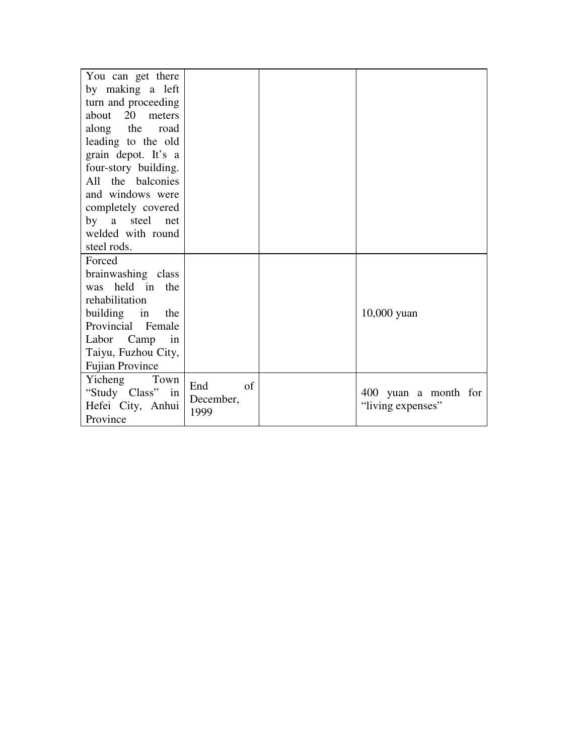| | | | |
|---|---|---|---|
| You can get there by making a left turn and proceeding about 20 meters along the road leading to the old grain depot. It's a four-story building. All the balconies and windows were completely covered by a steel net welded with round steel rods. | | | |
| Forced brainwashing class was held in the rehabilitation building in the Provincial Female Labor Camp in Taiyu, Fuzhou City, Fujian Province | | | 10,000 yuan |
| Yicheng Town "Study Class" in Hefei City, Anhui Province | End of December, 1999 | | 400 yuan a month for "living expenses" |